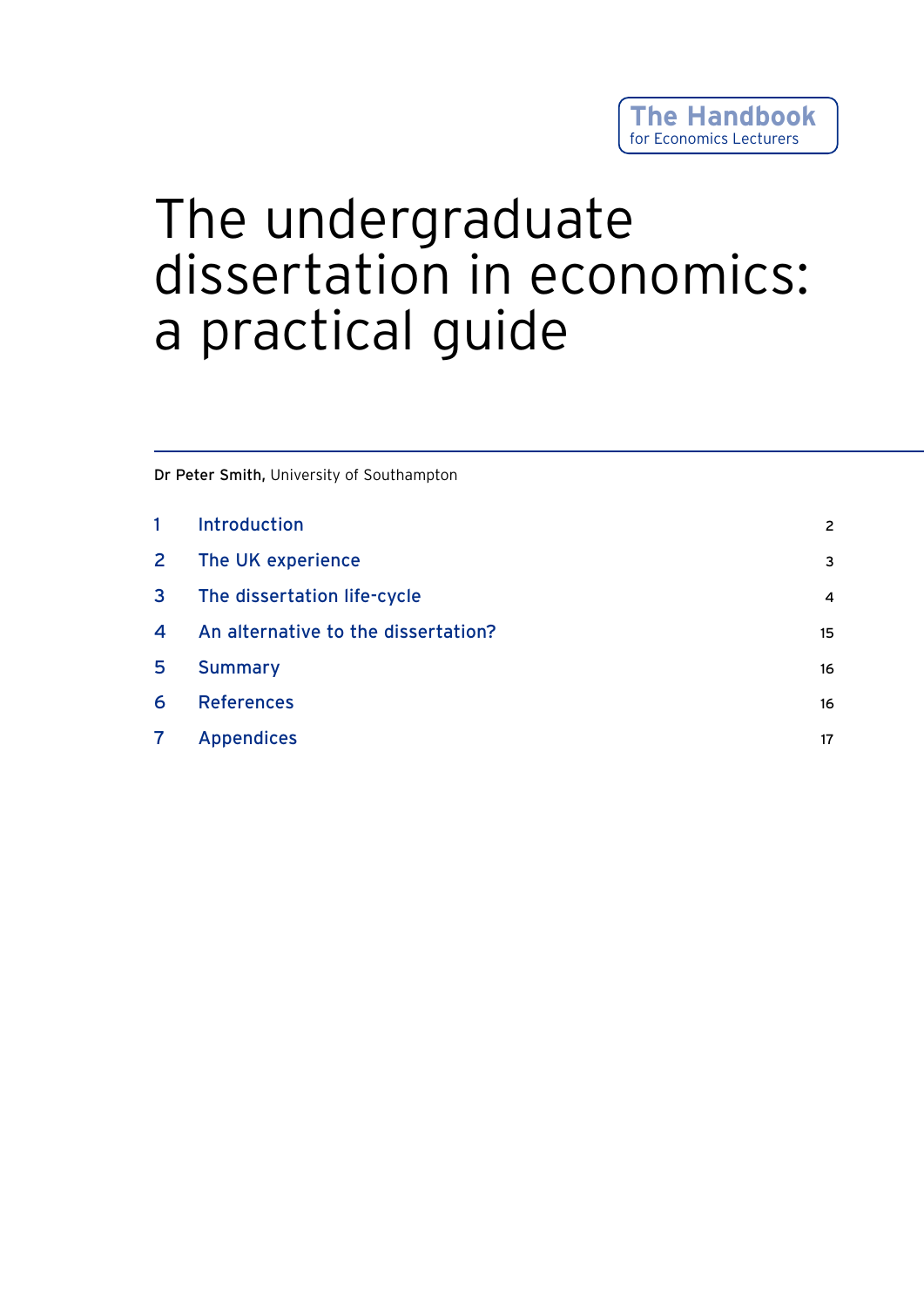The Handbook
for Economics Lecturers

# The undergraduate dissertation in economics: a practical guide

**Dr Peter Smith,** University of Southampton

| | | |
|---|---|---|
| 1 | Introduction | 2 |
| 2 | The UK experience | 3 |
| 3 | The dissertation life-cycle | 4 |
| 4 | An alternative to the dissertation? | 15 |
| 5 | Summary | 16 |
| 6 | References | 16 |
| 7 | Appendices | 17 |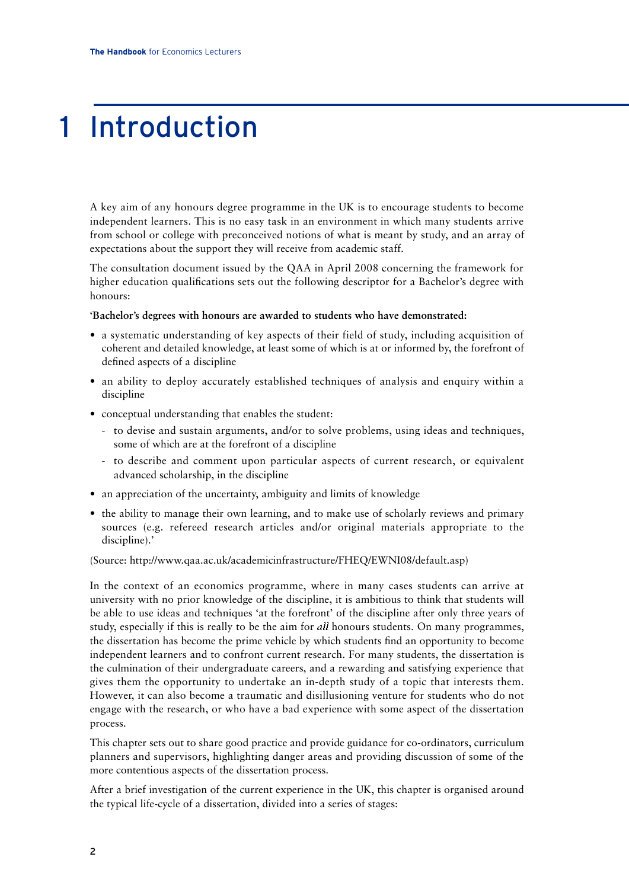# 1 Introduction

A key aim of any honours degree programme in the UK is to encourage students to become independent learners. This is no easy task in an environment in which many students arrive from school or college with preconceived notions of what is meant by study, and an array of expectations about the support they will receive from academic staff.

The consultation document issued by the QAA in April 2008 concerning the framework for higher education qualifications sets out the following descriptor for a Bachelor's degree with honours:

**'Bachelor's degrees with honours are awarded to students who have demonstrated:**

- a systematic understanding of key aspects of their field of study, including acquisition of coherent and detailed knowledge, at least some of which is at or informed by, the forefront of defined aspects of a discipline
- an ability to deploy accurately established techniques of analysis and enquiry within a discipline
- conceptual understanding that enables the student:
  - to devise and sustain arguments, and/or to solve problems, using ideas and techniques, some of which are at the forefront of a discipline
  - to describe and comment upon particular aspects of current research, or equivalent advanced scholarship, in the discipline
- an appreciation of the uncertainty, ambiguity and limits of knowledge
- the ability to manage their own learning, and to make use of scholarly reviews and primary sources (e.g. refereed research articles and/or original materials appropriate to the discipline).'

(Source: http://www.qaa.ac.uk/academicinfrastructure/FHEQ/EWNI08/default.asp)

In the context of an economics programme, where in many cases students can arrive at university with no prior knowledge of the discipline, it is ambitious to think that students will be able to use ideas and techniques 'at the forefront' of the discipline after only three years of study, especially if this is really to be the aim for *all* honours students. On many programmes, the dissertation has become the prime vehicle by which students find an opportunity to become independent learners and to confront current research. For many students, the dissertation is the culmination of their undergraduate careers, and a rewarding and satisfying experience that gives them the opportunity to undertake an in-depth study of a topic that interests them. However, it can also become a traumatic and disillusioning venture for students who do not engage with the research, or who have a bad experience with some aspect of the dissertation process.

This chapter sets out to share good practice and provide guidance for co-ordinators, curriculum planners and supervisors, highlighting danger areas and providing discussion of some of the more contentious aspects of the dissertation process.

After a brief investigation of the current experience in the UK, this chapter is organised around the typical life-cycle of a dissertation, divided into a series of stages: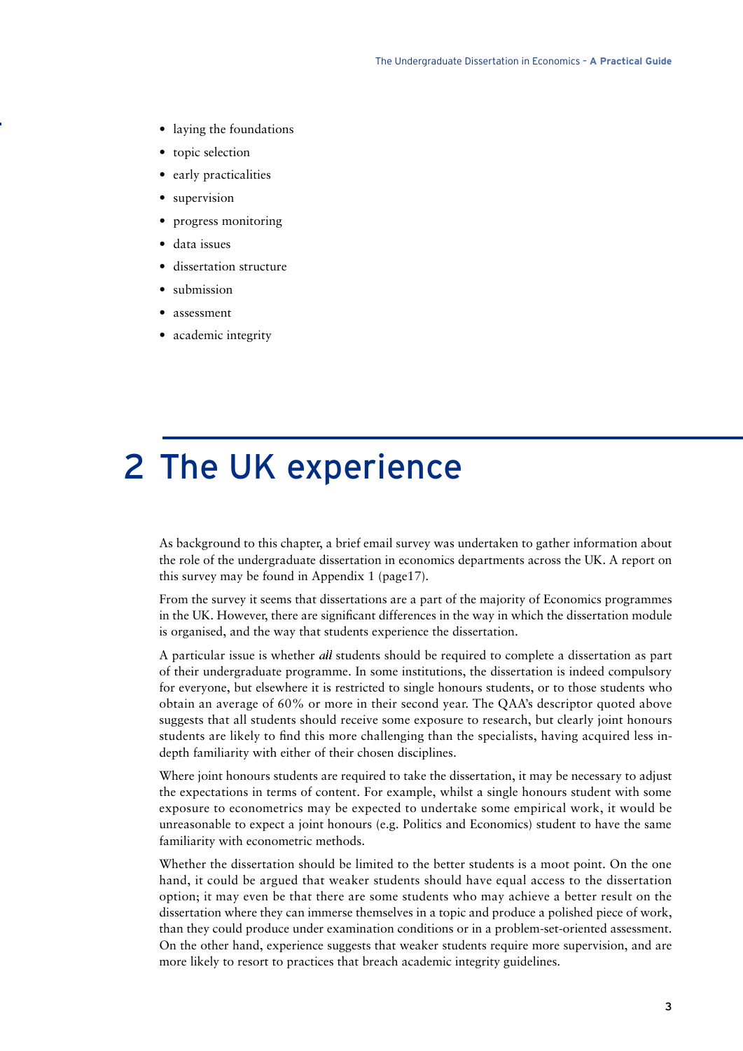- laying the foundations
- topic selection
- early practicalities
- supervision
- progress monitoring
- data issues
- dissertation structure
- submission
- assessment
- academic integrity

# 2 The UK experience

As background to this chapter, a brief email survey was undertaken to gather information about the role of the undergraduate dissertation in economics departments across the UK. A report on this survey may be found in Appendix 1 (page17).

From the survey it seems that dissertations are a part of the majority of Economics programmes in the UK. However, there are significant differences in the way in which the dissertation module is organised, and the way that students experience the dissertation.

A particular issue is whether *all* students should be required to complete a dissertation as part of their undergraduate programme. In some institutions, the dissertation is indeed compulsory for everyone, but elsewhere it is restricted to single honours students, or to those students who obtain an average of 60% or more in their second year. The QAA's descriptor quoted above suggests that all students should receive some exposure to research, but clearly joint honours students are likely to find this more challenging than the specialists, having acquired less in-depth familiarity with either of their chosen disciplines.

Where joint honours students are required to take the dissertation, it may be necessary to adjust the expectations in terms of content. For example, whilst a single honours student with some exposure to econometrics may be expected to undertake some empirical work, it would be unreasonable to expect a joint honours (e.g. Politics and Economics) student to have the same familiarity with econometric methods.

Whether the dissertation should be limited to the better students is a moot point. On the one hand, it could be argued that weaker students should have equal access to the dissertation option; it may even be that there are some students who may achieve a better result on the dissertation where they can immerse themselves in a topic and produce a polished piece of work, than they could produce under examination conditions or in a problem-set-oriented assessment. On the other hand, experience suggests that weaker students require more supervision, and are more likely to resort to practices that breach academic integrity guidelines.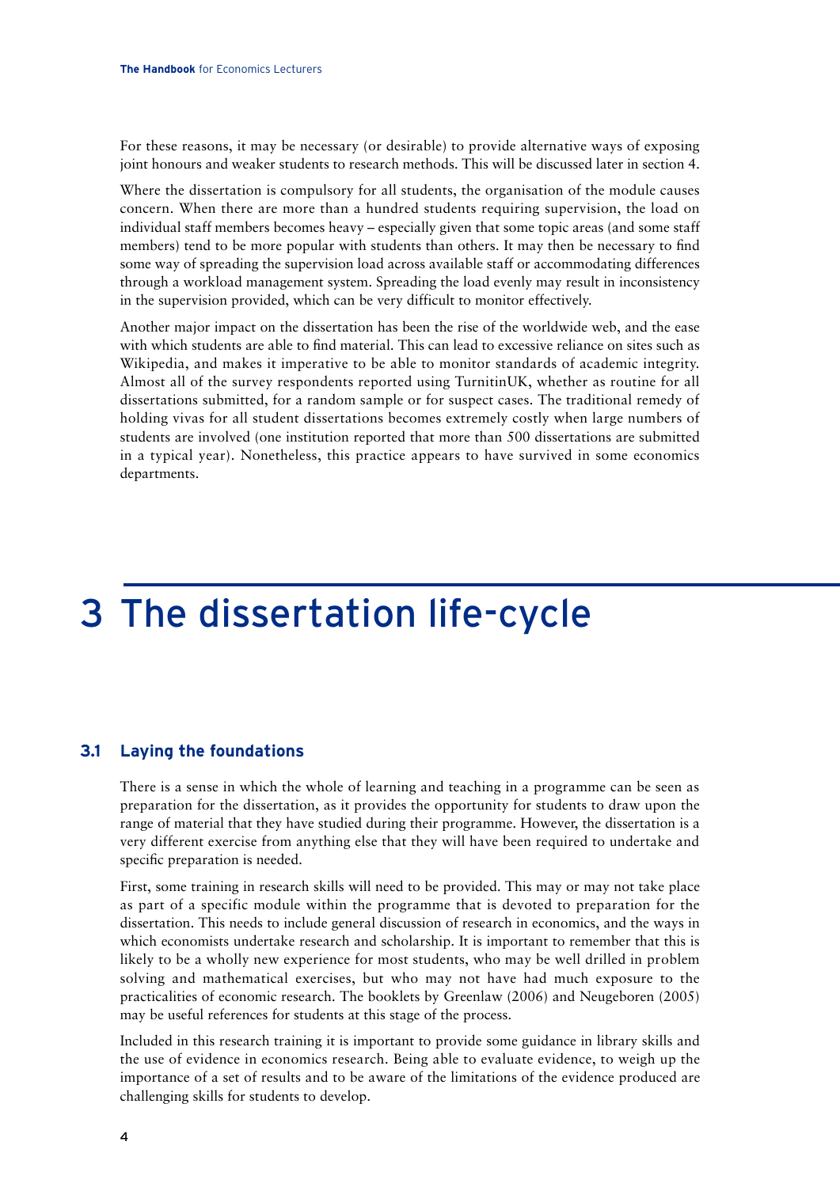For these reasons, it may be necessary (or desirable) to provide alternative ways of exposing joint honours and weaker students to research methods. This will be discussed later in section 4.

Where the dissertation is compulsory for all students, the organisation of the module causes concern. When there are more than a hundred students requiring supervision, the load on individual staff members becomes heavy – especially given that some topic areas (and some staff members) tend to be more popular with students than others. It may then be necessary to find some way of spreading the supervision load across available staff or accommodating differences through a workload management system. Spreading the load evenly may result in inconsistency in the supervision provided, which can be very difficult to monitor effectively.

Another major impact on the dissertation has been the rise of the worldwide web, and the ease with which students are able to find material. This can lead to excessive reliance on sites such as Wikipedia, and makes it imperative to be able to monitor standards of academic integrity. Almost all of the survey respondents reported using TurnitinUK, whether as routine for all dissertations submitted, for a random sample or for suspect cases. The traditional remedy of holding vivas for all student dissertations becomes extremely costly when large numbers of students are involved (one institution reported that more than 500 dissertations are submitted in a typical year). Nonetheless, this practice appears to have survived in some economics departments.

# 3 The dissertation life-cycle

## 3.1 Laying the foundations

There is a sense in which the whole of learning and teaching in a programme can be seen as preparation for the dissertation, as it provides the opportunity for students to draw upon the range of material that they have studied during their programme. However, the dissertation is a very different exercise from anything else that they will have been required to undertake and specific preparation is needed.

First, some training in research skills will need to be provided. This may or may not take place as part of a specific module within the programme that is devoted to preparation for the dissertation. This needs to include general discussion of research in economics, and the ways in which economists undertake research and scholarship. It is important to remember that this is likely to be a wholly new experience for most students, who may be well drilled in problem solving and mathematical exercises, but who may not have had much exposure to the practicalities of economic research. The booklets by Greenlaw (2006) and Neugeboren (2005) may be useful references for students at this stage of the process.

Included in this research training it is important to provide some guidance in library skills and the use of evidence in economics research. Being able to evaluate evidence, to weigh up the importance of a set of results and to be aware of the limitations of the evidence produced are challenging skills for students to develop.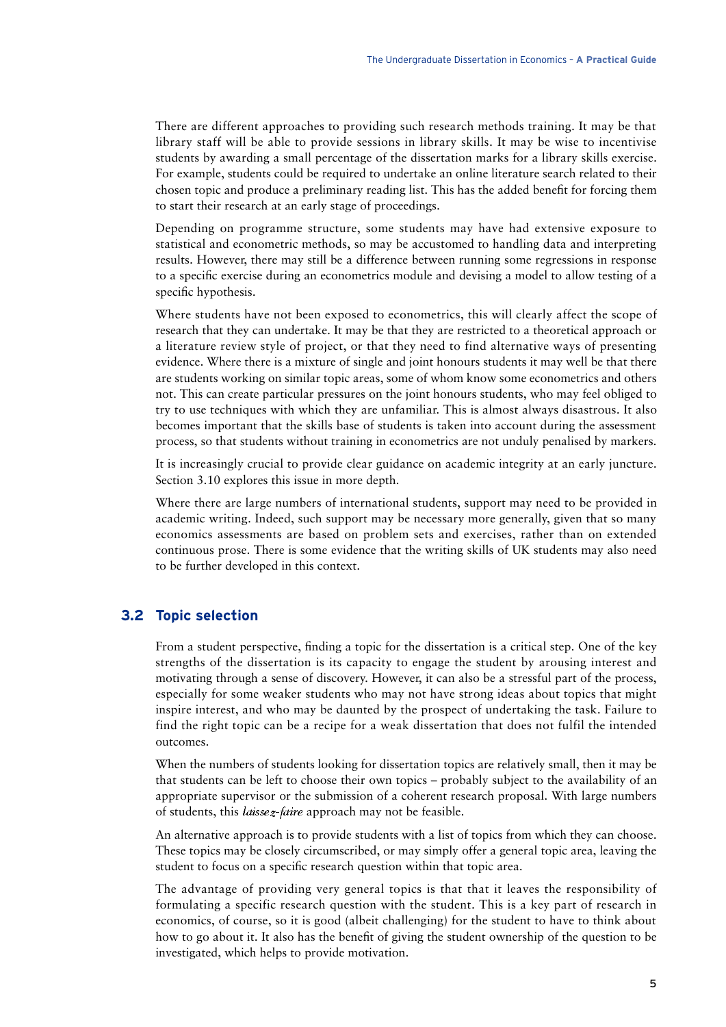There are different approaches to providing such research methods training. It may be that library staff will be able to provide sessions in library skills. It may be wise to incentivise students by awarding a small percentage of the dissertation marks for a library skills exercise. For example, students could be required to undertake an online literature search related to their chosen topic and produce a preliminary reading list. This has the added benefit for forcing them to start their research at an early stage of proceedings.

Depending on programme structure, some students may have had extensive exposure to statistical and econometric methods, so may be accustomed to handling data and interpreting results. However, there may still be a difference between running some regressions in response to a specific exercise during an econometrics module and devising a model to allow testing of a specific hypothesis.

Where students have not been exposed to econometrics, this will clearly affect the scope of research that they can undertake. It may be that they are restricted to a theoretical approach or a literature review style of project, or that they need to find alternative ways of presenting evidence. Where there is a mixture of single and joint honours students it may well be that there are students working on similar topic areas, some of whom know some econometrics and others not. This can create particular pressures on the joint honours students, who may feel obliged to try to use techniques with which they are unfamiliar. This is almost always disastrous. It also becomes important that the skills base of students is taken into account during the assessment process, so that students without training in econometrics are not unduly penalised by markers.

It is increasingly crucial to provide clear guidance on academic integrity at an early juncture. Section 3.10 explores this issue in more depth.

Where there are large numbers of international students, support may need to be provided in academic writing. Indeed, such support may be necessary more generally, given that so many economics assessments are based on problem sets and exercises, rather than on extended continuous prose. There is some evidence that the writing skills of UK students may also need to be further developed in this context.

## 3.2 Topic selection

From a student perspective, finding a topic for the dissertation is a critical step. One of the key strengths of the dissertation is its capacity to engage the student by arousing interest and motivating through a sense of discovery. However, it can also be a stressful part of the process, especially for some weaker students who may not have strong ideas about topics that might inspire interest, and who may be daunted by the prospect of undertaking the task. Failure to find the right topic can be a recipe for a weak dissertation that does not fulfil the intended outcomes.

When the numbers of students looking for dissertation topics are relatively small, then it may be that students can be left to choose their own topics – probably subject to the availability of an appropriate supervisor or the submission of a coherent research proposal. With large numbers of students, this *laissez-faire* approach may not be feasible.

An alternative approach is to provide students with a list of topics from which they can choose. These topics may be closely circumscribed, or may simply offer a general topic area, leaving the student to focus on a specific research question within that topic area.

The advantage of providing very general topics is that that it leaves the responsibility of formulating a specific research question with the student. This is a key part of research in economics, of course, so it is good (albeit challenging) for the student to have to think about how to go about it. It also has the benefit of giving the student ownership of the question to be investigated, which helps to provide motivation.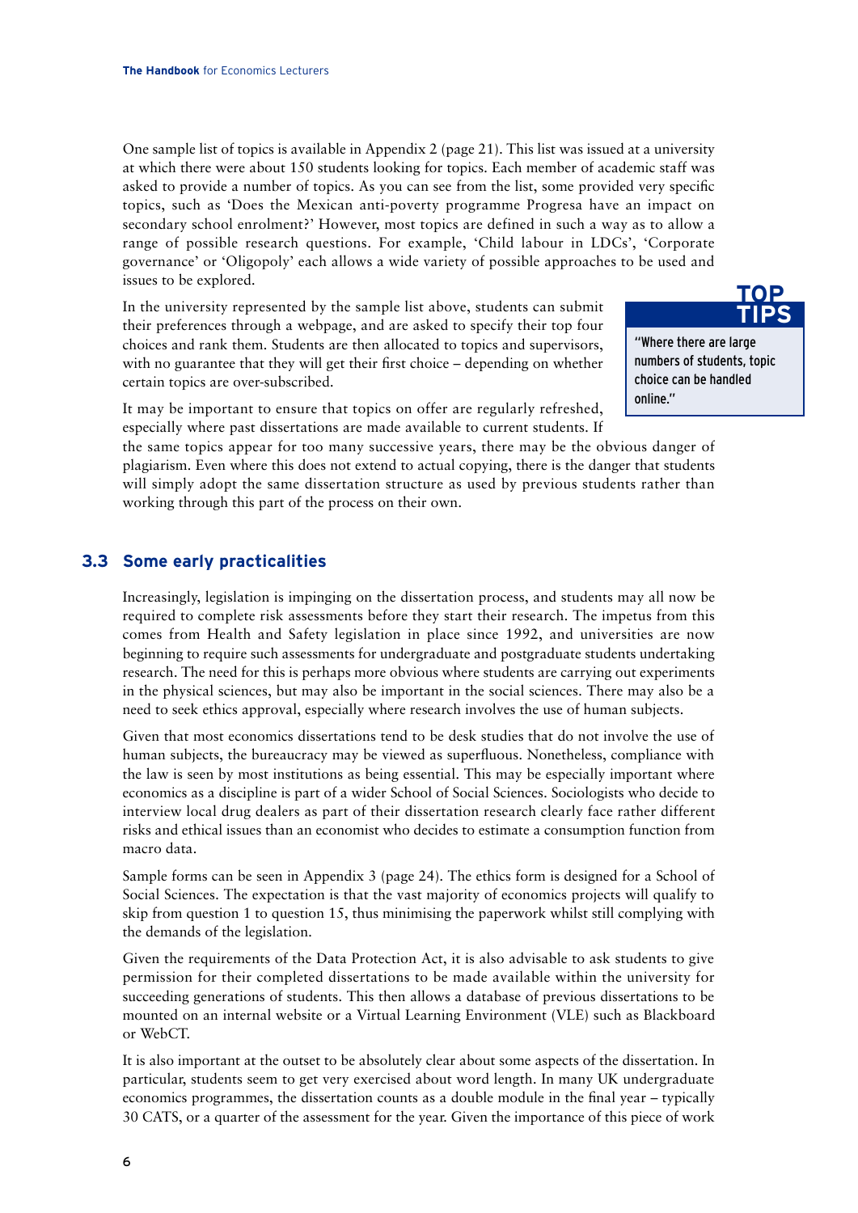One sample list of topics is available in Appendix 2 (page 21). This list was issued at a university at which there were about 150 students looking for topics. Each member of academic staff was asked to provide a number of topics. As you can see from the list, some provided very specific topics, such as 'Does the Mexican anti-poverty programme Progresa have an impact on secondary school enrolment?' However, most topics are defined in such a way as to allow a range of possible research questions. For example, 'Child labour in LDCs', 'Corporate governance' or 'Oligopoly' each allows a wide variety of possible approaches to be used and issues to be explored.

In the university represented by the sample list above, students can submit their preferences through a webpage, and are asked to specify their top four choices and rank them. Students are then allocated to topics and supervisors, with no guarantee that they will get their first choice – depending on whether certain topics are over-subscribed.

> **TOP TIPS**
>
> "Where there are large numbers of students, topic choice can be handled online."

It may be important to ensure that topics on offer are regularly refreshed, especially where past dissertations are made available to current students. If the same topics appear for too many successive years, there may be the obvious danger of plagiarism. Even where this does not extend to actual copying, there is the danger that students will simply adopt the same dissertation structure as used by previous students rather than working through this part of the process on their own.

## 3.3 Some early practicalities

Increasingly, legislation is impinging on the dissertation process, and students may all now be required to complete risk assessments before they start their research. The impetus from this comes from Health and Safety legislation in place since 1992, and universities are now beginning to require such assessments for undergraduate and postgraduate students undertaking research. The need for this is perhaps more obvious where students are carrying out experiments in the physical sciences, but may also be important in the social sciences. There may also be a need to seek ethics approval, especially where research involves the use of human subjects.

Given that most economics dissertations tend to be desk studies that do not involve the use of human subjects, the bureaucracy may be viewed as superfluous. Nonetheless, compliance with the law is seen by most institutions as being essential. This may be especially important where economics as a discipline is part of a wider School of Social Sciences. Sociologists who decide to interview local drug dealers as part of their dissertation research clearly face rather different risks and ethical issues than an economist who decides to estimate a consumption function from macro data.

Sample forms can be seen in Appendix 3 (page 24). The ethics form is designed for a School of Social Sciences. The expectation is that the vast majority of economics projects will qualify to skip from question 1 to question 15, thus minimising the paperwork whilst still complying with the demands of the legislation.

Given the requirements of the Data Protection Act, it is also advisable to ask students to give permission for their completed dissertations to be made available within the university for succeeding generations of students. This then allows a database of previous dissertations to be mounted on an internal website or a Virtual Learning Environment (VLE) such as Blackboard or WebCT.

It is also important at the outset to be absolutely clear about some aspects of the dissertation. In particular, students seem to get very exercised about word length. In many UK undergraduate economics programmes, the dissertation counts as a double module in the final year – typically 30 CATS, or a quarter of the assessment for the year. Given the importance of this piece of work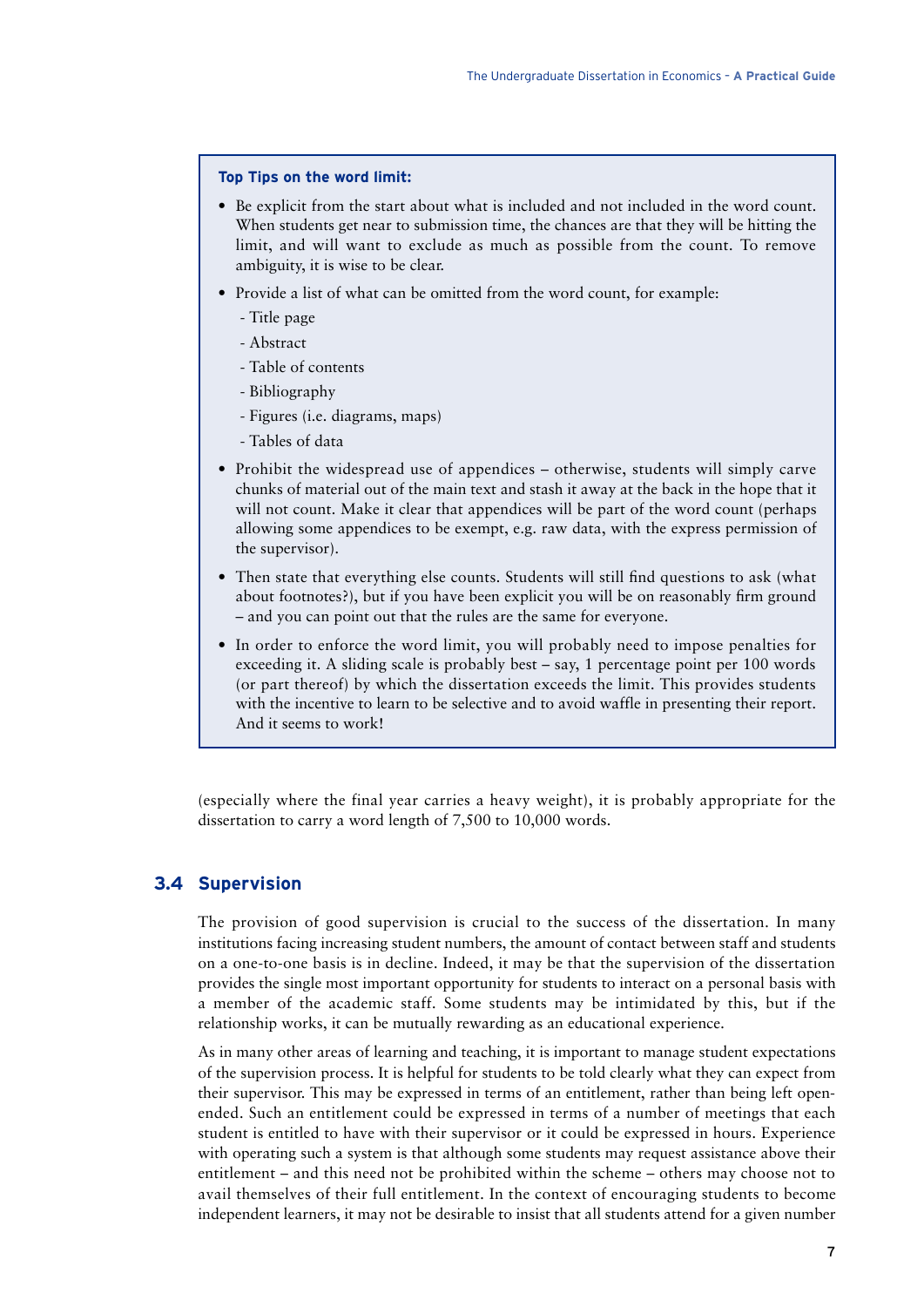**Top Tips on the word limit:**

- Be explicit from the start about what is included and not included in the word count. When students get near to submission time, the chances are that they will be hitting the limit, and will want to exclude as much as possible from the count. To remove ambiguity, it is wise to be clear.
- Provide a list of what can be omitted from the word count, for example:
  - Title page
  - Abstract
  - Table of contents
  - Bibliography
  - Figures (i.e. diagrams, maps)
  - Tables of data
- Prohibit the widespread use of appendices – otherwise, students will simply carve chunks of material out of the main text and stash it away at the back in the hope that it will not count. Make it clear that appendices will be part of the word count (perhaps allowing some appendices to be exempt, e.g. raw data, with the express permission of the supervisor).
- Then state that everything else counts. Students will still find questions to ask (what about footnotes?), but if you have been explicit you will be on reasonably firm ground – and you can point out that the rules are the same for everyone.
- In order to enforce the word limit, you will probably need to impose penalties for exceeding it. A sliding scale is probably best – say, 1 percentage point per 100 words (or part thereof) by which the dissertation exceeds the limit. This provides students with the incentive to learn to be selective and to avoid waffle in presenting their report. And it seems to work!

(especially where the final year carries a heavy weight), it is probably appropriate for the dissertation to carry a word length of 7,500 to 10,000 words.

## 3.4 Supervision

The provision of good supervision is crucial to the success of the dissertation. In many institutions facing increasing student numbers, the amount of contact between staff and students on a one-to-one basis is in decline. Indeed, it may be that the supervision of the dissertation provides the single most important opportunity for students to interact on a personal basis with a member of the academic staff. Some students may be intimidated by this, but if the relationship works, it can be mutually rewarding as an educational experience.

As in many other areas of learning and teaching, it is important to manage student expectations of the supervision process. It is helpful for students to be told clearly what they can expect from their supervisor. This may be expressed in terms of an entitlement, rather than being left open-ended. Such an entitlement could be expressed in terms of a number of meetings that each student is entitled to have with their supervisor or it could be expressed in hours. Experience with operating such a system is that although some students may request assistance above their entitlement – and this need not be prohibited within the scheme – others may choose not to avail themselves of their full entitlement. In the context of encouraging students to become independent learners, it may not be desirable to insist that all students attend for a given number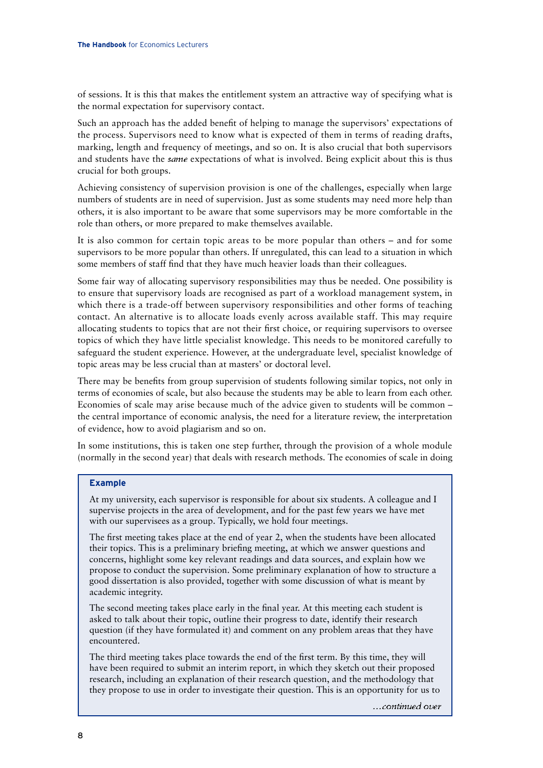of sessions. It is this that makes the entitlement system an attractive way of specifying what is the normal expectation for supervisory contact.

Such an approach has the added benefit of helping to manage the supervisors' expectations of the process. Supervisors need to know what is expected of them in terms of reading drafts, marking, length and frequency of meetings, and so on. It is also crucial that both supervisors and students have the *same* expectations of what is involved. Being explicit about this is thus crucial for both groups.

Achieving consistency of supervision provision is one of the challenges, especially when large numbers of students are in need of supervision. Just as some students may need more help than others, it is also important to be aware that some supervisors may be more comfortable in the role than others, or more prepared to make themselves available.

It is also common for certain topic areas to be more popular than others – and for some supervisors to be more popular than others. If unregulated, this can lead to a situation in which some members of staff find that they have much heavier loads than their colleagues.

Some fair way of allocating supervisory responsibilities may thus be needed. One possibility is to ensure that supervisory loads are recognised as part of a workload management system, in which there is a trade-off between supervisory responsibilities and other forms of teaching contact. An alternative is to allocate loads evenly across available staff. This may require allocating students to topics that are not their first choice, or requiring supervisors to oversee topics of which they have little specialist knowledge. This needs to be monitored carefully to safeguard the student experience. However, at the undergraduate level, specialist knowledge of topic areas may be less crucial than at masters' or doctoral level.

There may be benefits from group supervision of students following similar topics, not only in terms of economies of scale, but also because the students may be able to learn from each other. Economies of scale may arise because much of the advice given to students will be common – the central importance of economic analysis, the need for a literature review, the interpretation of evidence, how to avoid plagiarism and so on.

In some institutions, this is taken one step further, through the provision of a whole module (normally in the second year) that deals with research methods. The economies of scale in doing

> **Example**
>
> At my university, each supervisor is responsible for about six students. A colleague and I supervise projects in the area of development, and for the past few years we have met with our supervisees as a group. Typically, we hold four meetings.
>
> The first meeting takes place at the end of year 2, when the students have been allocated their topics. This is a preliminary briefing meeting, at which we answer questions and concerns, highlight some key relevant readings and data sources, and explain how we propose to conduct the supervision. Some preliminary explanation of how to structure a good dissertation is also provided, together with some discussion of what is meant by academic integrity.
>
> The second meeting takes place early in the final year. At this meeting each student is asked to talk about their topic, outline their progress to date, identify their research question (if they have formulated it) and comment on any problem areas that they have encountered.
>
> The third meeting takes place towards the end of the first term. By this time, they will have been required to submit an interim report, in which they sketch out their proposed research, including an explanation of their research question, and the methodology that they propose to use in order to investigate their question. This is an opportunity for us to
>
> *...continued over*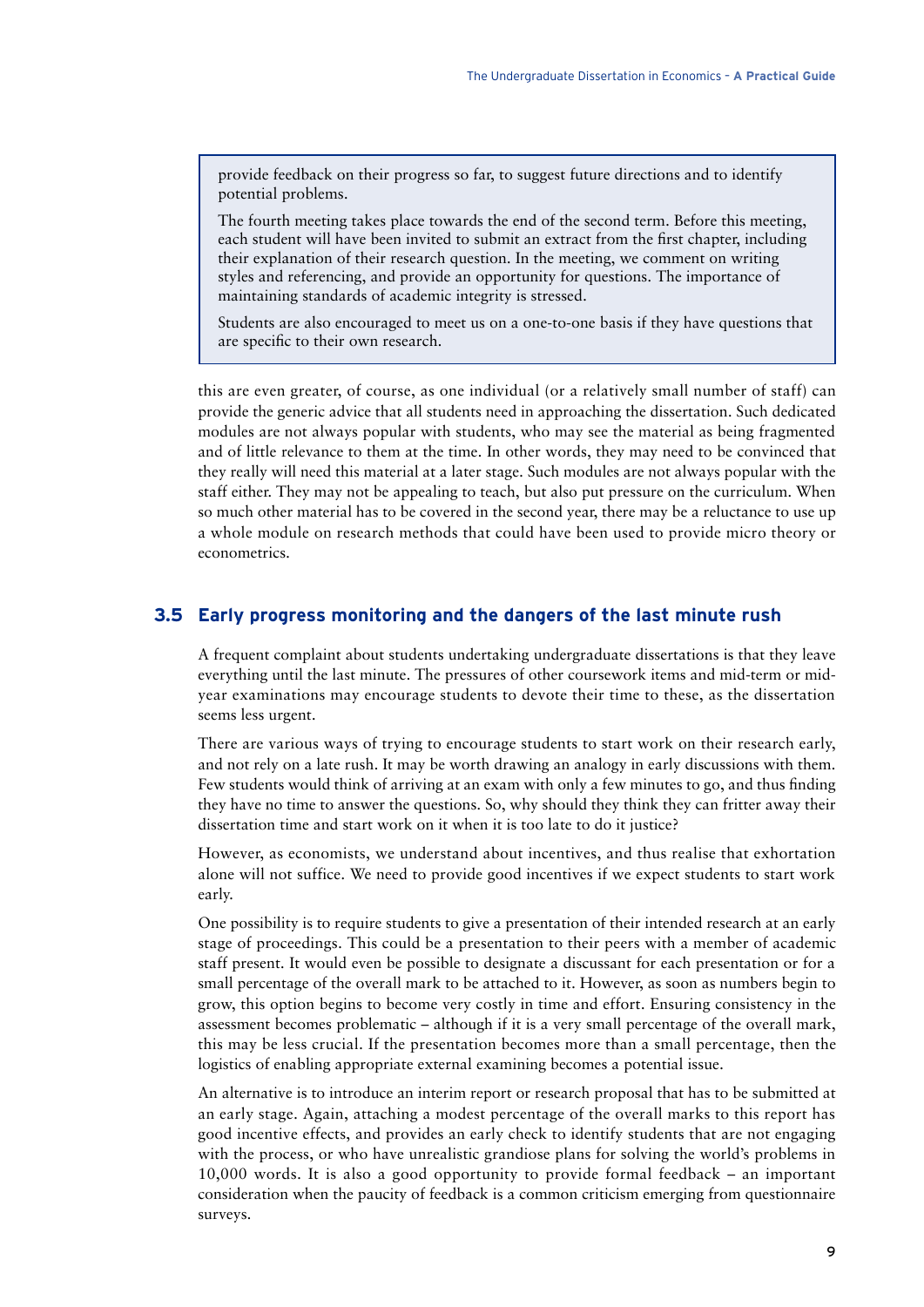> provide feedback on their progress so far, to suggest future directions and to identify potential problems.
>
> The fourth meeting takes place towards the end of the second term. Before this meeting, each student will have been invited to submit an extract from the first chapter, including their explanation of their research question. In the meeting, we comment on writing styles and referencing, and provide an opportunity for questions. The importance of maintaining standards of academic integrity is stressed.
>
> Students are also encouraged to meet us on a one-to-one basis if they have questions that are specific to their own research.

this are even greater, of course, as one individual (or a relatively small number of staff) can provide the generic advice that all students need in approaching the dissertation. Such dedicated modules are not always popular with students, who may see the material as being fragmented and of little relevance to them at the time. In other words, they may need to be convinced that they really will need this material at a later stage. Such modules are not always popular with the staff either. They may not be appealing to teach, but also put pressure on the curriculum. When so much other material has to be covered in the second year, there may be a reluctance to use up a whole module on research methods that could have been used to provide micro theory or econometrics.

## 3.5 Early progress monitoring and the dangers of the last minute rush

A frequent complaint about students undertaking undergraduate dissertations is that they leave everything until the last minute. The pressures of other coursework items and mid-term or mid-year examinations may encourage students to devote their time to these, as the dissertation seems less urgent.

There are various ways of trying to encourage students to start work on their research early, and not rely on a late rush. It may be worth drawing an analogy in early discussions with them. Few students would think of arriving at an exam with only a few minutes to go, and thus finding they have no time to answer the questions. So, why should they think they can fritter away their dissertation time and start work on it when it is too late to do it justice?

However, as economists, we understand about incentives, and thus realise that exhortation alone will not suffice. We need to provide good incentives if we expect students to start work early.

One possibility is to require students to give a presentation of their intended research at an early stage of proceedings. This could be a presentation to their peers with a member of academic staff present. It would even be possible to designate a discussant for each presentation or for a small percentage of the overall mark to be attached to it. However, as soon as numbers begin to grow, this option begins to become very costly in time and effort. Ensuring consistency in the assessment becomes problematic – although if it is a very small percentage of the overall mark, this may be less crucial. If the presentation becomes more than a small percentage, then the logistics of enabling appropriate external examining becomes a potential issue.

An alternative is to introduce an interim report or research proposal that has to be submitted at an early stage. Again, attaching a modest percentage of the overall marks to this report has good incentive effects, and provides an early check to identify students that are not engaging with the process, or who have unrealistic grandiose plans for solving the world's problems in 10,000 words. It is also a good opportunity to provide formal feedback – an important consideration when the paucity of feedback is a common criticism emerging from questionnaire surveys.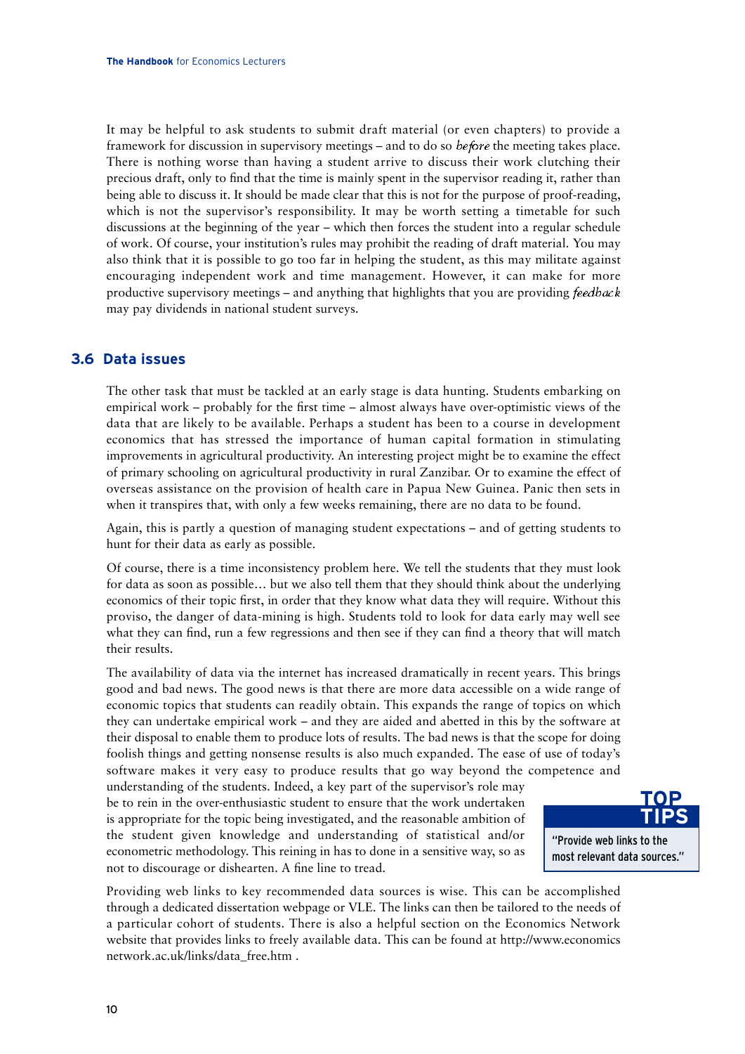It may be helpful to ask students to submit draft material (or even chapters) to provide a framework for discussion in supervisory meetings – and to do so *before* the meeting takes place. There is nothing worse than having a student arrive to discuss their work clutching their precious draft, only to find that the time is mainly spent in the supervisor reading it, rather than being able to discuss it. It should be made clear that this is not for the purpose of proof-reading, which is not the supervisor's responsibility. It may be worth setting a timetable for such discussions at the beginning of the year – which then forces the student into a regular schedule of work. Of course, your institution's rules may prohibit the reading of draft material. You may also think that it is possible to go too far in helping the student, as this may militate against encouraging independent work and time management. However, it can make for more productive supervisory meetings – and anything that highlights that you are providing *feedback* may pay dividends in national student surveys.

## 3.6 Data issues

The other task that must be tackled at an early stage is data hunting. Students embarking on empirical work – probably for the first time – almost always have over-optimistic views of the data that are likely to be available. Perhaps a student has been to a course in development economics that has stressed the importance of human capital formation in stimulating improvements in agricultural productivity. An interesting project might be to examine the effect of primary schooling on agricultural productivity in rural Zanzibar. Or to examine the effect of overseas assistance on the provision of health care in Papua New Guinea. Panic then sets in when it transpires that, with only a few weeks remaining, there are no data to be found.

Again, this is partly a question of managing student expectations – and of getting students to hunt for their data as early as possible.

Of course, there is a time inconsistency problem here. We tell the students that they must look for data as soon as possible… but we also tell them that they should think about the underlying economics of their topic first, in order that they know what data they will require. Without this proviso, the danger of data-mining is high. Students told to look for data early may well see what they can find, run a few regressions and then see if they can find a theory that will match their results.

The availability of data via the internet has increased dramatically in recent years. This brings good and bad news. The good news is that there are more data accessible on a wide range of economic topics that students can readily obtain. This expands the range of topics on which they can undertake empirical work – and they are aided and abetted in this by the software at their disposal to enable them to produce lots of results. The bad news is that the scope for doing foolish things and getting nonsense results is also much expanded. The ease of use of today's software makes it very easy to produce results that go way beyond the competence and understanding of the students. Indeed, a key part of the supervisor's role may be to rein in the over-enthusiastic student to ensure that the work undertaken is appropriate for the topic being investigated, and the reasonable ambition of the student given knowledge and understanding of statistical and/or econometric methodology. This reining in has to done in a sensitive way, so as not to discourage or dishearten. A fine line to tread.

> **TOP TIPS**
>
> "Provide web links to the most relevant data sources."

Providing web links to key recommended data sources is wise. This can be accomplished through a dedicated dissertation webpage or VLE. The links can then be tailored to the needs of a particular cohort of students. There is also a helpful section on the Economics Network website that provides links to freely available data. This can be found at http://www.economicsnetwork.ac.uk/links/data_free.htm .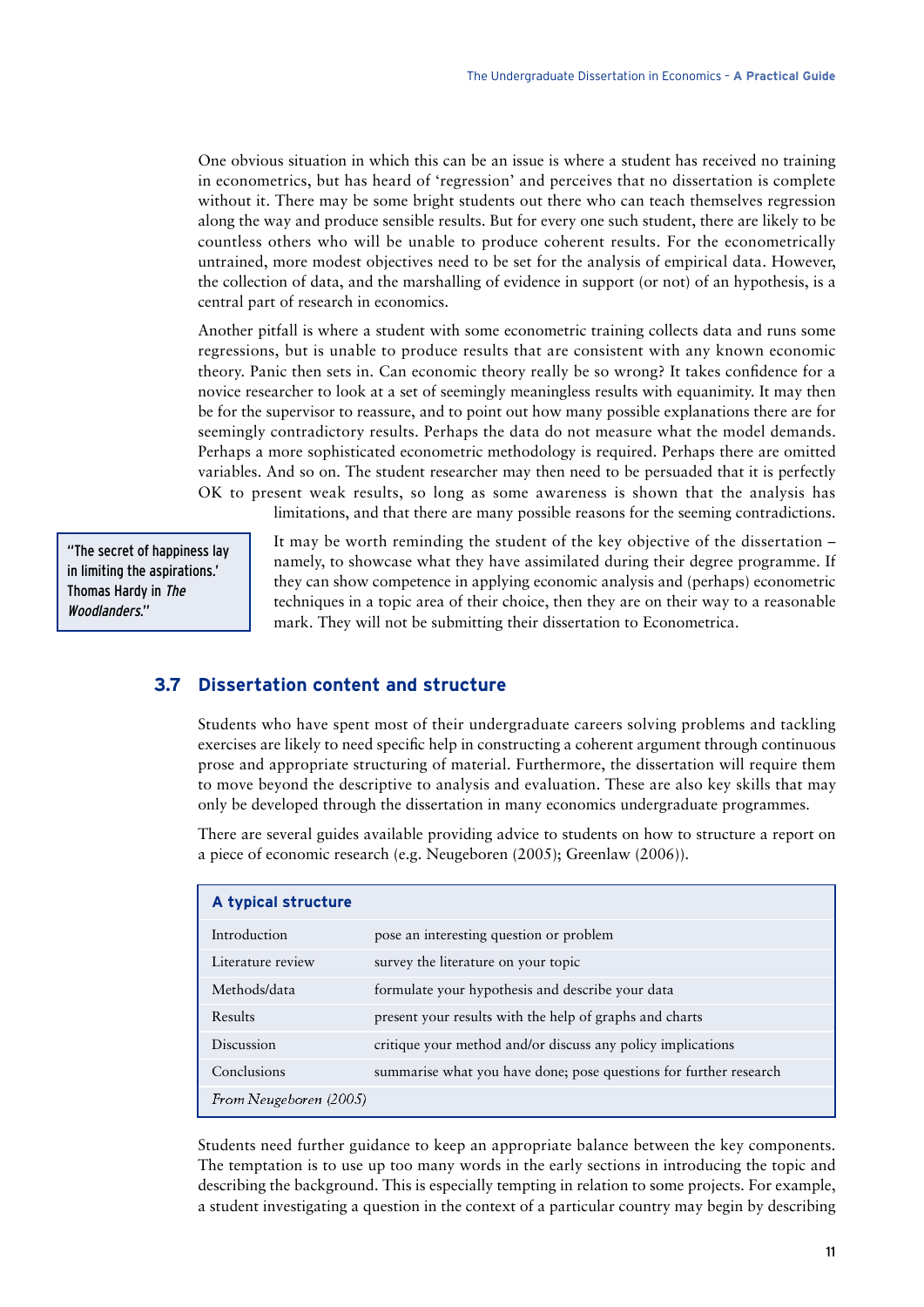One obvious situation in which this can be an issue is where a student has received no training in econometrics, but has heard of 'regression' and perceives that no dissertation is complete without it. There may be some bright students out there who can teach themselves regression along the way and produce sensible results. But for every one such student, there are likely to be countless others who will be unable to produce coherent results. For the econometrically untrained, more modest objectives need to be set for the analysis of empirical data. However, the collection of data, and the marshalling of evidence in support (or not) of an hypothesis, is a central part of research in economics.

Another pitfall is where a student with some econometric training collects data and runs some regressions, but is unable to produce results that are consistent with any known economic theory. Panic then sets in. Can economic theory really be so wrong? It takes confidence for a novice researcher to look at a set of seemingly meaningless results with equanimity. It may then be for the supervisor to reassure, and to point out how many possible explanations there are for seemingly contradictory results. Perhaps the data do not measure what the model demands. Perhaps a more sophisticated econometric methodology is required. Perhaps there are omitted variables. And so on. The student researcher may then need to be persuaded that it is perfectly OK to present weak results, so long as some awareness is shown that the analysis has limitations, and that there are many possible reasons for the seeming contradictions.

> "The secret of happiness lay in limiting the aspirations.' Thomas Hardy in *The Woodlanders*."

It may be worth reminding the student of the key objective of the dissertation – namely, to showcase what they have assimilated during their degree programme. If they can show competence in applying economic analysis and (perhaps) econometric techniques in a topic area of their choice, then they are on their way to a reasonable mark. They will not be submitting their dissertation to Econometrica.

## 3.7 Dissertation content and structure

Students who have spent most of their undergraduate careers solving problems and tackling exercises are likely to need specific help in constructing a coherent argument through continuous prose and appropriate structuring of material. Furthermore, the dissertation will require them to move beyond the descriptive to analysis and evaluation. These are also key skills that may only be developed through the dissertation in many economics undergraduate programmes.

There are several guides available providing advice to students on how to structure a report on a piece of economic research (e.g. Neugeboren (2005); Greenlaw (2006)).

**A typical structure**

| | |
|---|---|
| Introduction | pose an interesting question or problem |
| Literature review | survey the literature on your topic |
| Methods/data | formulate your hypothesis and describe your data |
| Results | present your results with the help of graphs and charts |
| Discussion | critique your method and/or discuss any policy implications |
| Conclusions | summarise what you have done; pose questions for further research |

*From Neugeboren (2005)*

Students need further guidance to keep an appropriate balance between the key components. The temptation is to use up too many words in the early sections in introducing the topic and describing the background. This is especially tempting in relation to some projects. For example, a student investigating a question in the context of a particular country may begin by describing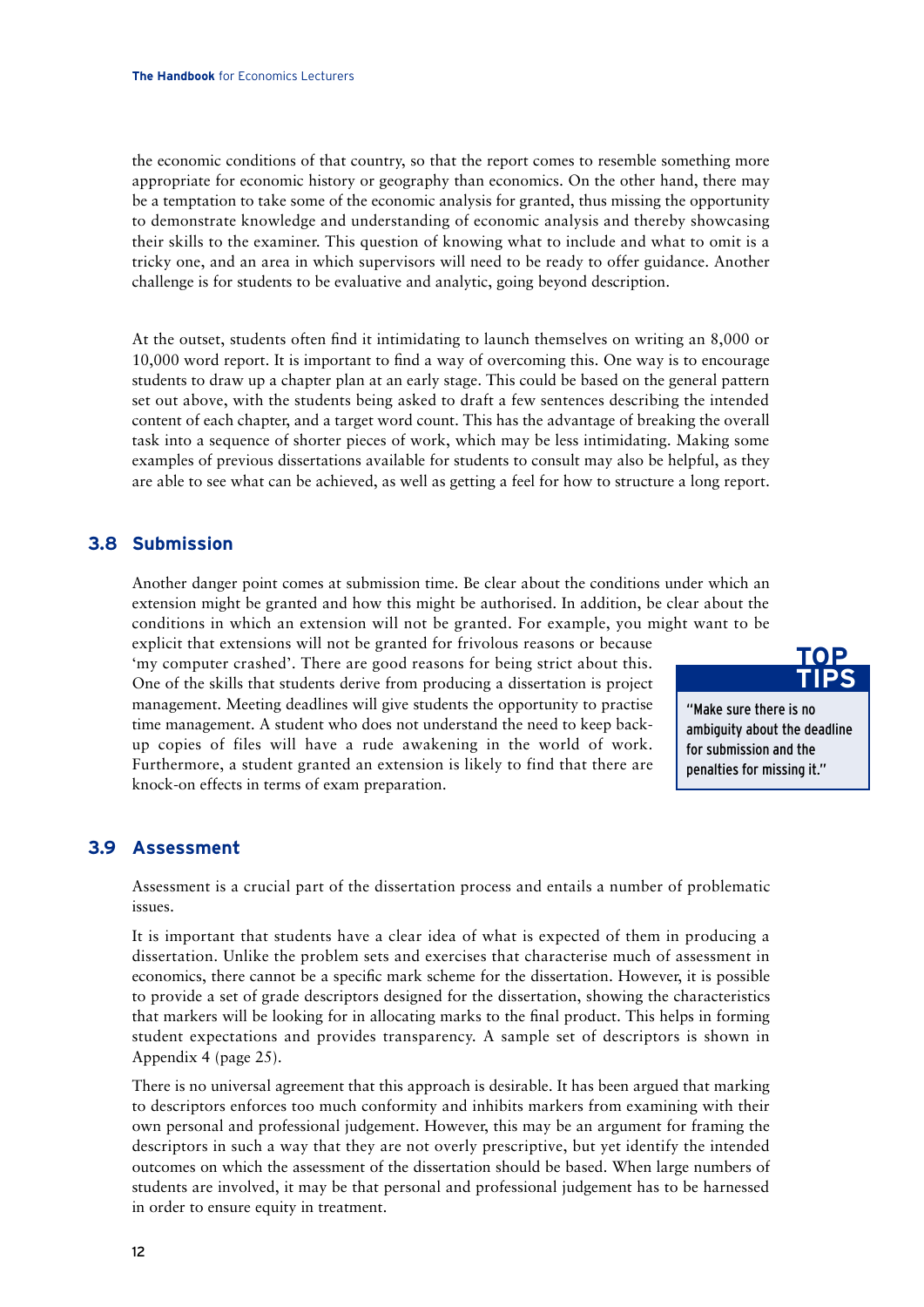the economic conditions of that country, so that the report comes to resemble something more appropriate for economic history or geography than economics. On the other hand, there may be a temptation to take some of the economic analysis for granted, thus missing the opportunity to demonstrate knowledge and understanding of economic analysis and thereby showcasing their skills to the examiner. This question of knowing what to include and what to omit is a tricky one, and an area in which supervisors will need to be ready to offer guidance. Another challenge is for students to be evaluative and analytic, going beyond description.

At the outset, students often find it intimidating to launch themselves on writing an 8,000 or 10,000 word report. It is important to find a way of overcoming this. One way is to encourage students to draw up a chapter plan at an early stage. This could be based on the general pattern set out above, with the students being asked to draft a few sentences describing the intended content of each chapter, and a target word count. This has the advantage of breaking the overall task into a sequence of shorter pieces of work, which may be less intimidating. Making some examples of previous dissertations available for students to consult may also be helpful, as they are able to see what can be achieved, as well as getting a feel for how to structure a long report.

## 3.8 Submission

Another danger point comes at submission time. Be clear about the conditions under which an extension might be granted and how this might be authorised. In addition, be clear about the conditions in which an extension will not be granted. For example, you might want to be explicit that extensions will not be granted for frivolous reasons or because 'my computer crashed'. There are good reasons for being strict about this. One of the skills that students derive from producing a dissertation is project management. Meeting deadlines will give students the opportunity to practise time management. A student who does not understand the need to keep back-up copies of files will have a rude awakening in the world of work. Furthermore, a student granted an extension is likely to find that there are knock-on effects in terms of exam preparation.

> **TOP TIPS**
>
> "Make sure there is no ambiguity about the deadline for submission and the penalties for missing it."

## 3.9 Assessment

Assessment is a crucial part of the dissertation process and entails a number of problematic issues.

It is important that students have a clear idea of what is expected of them in producing a dissertation. Unlike the problem sets and exercises that characterise much of assessment in economics, there cannot be a specific mark scheme for the dissertation. However, it is possible to provide a set of grade descriptors designed for the dissertation, showing the characteristics that markers will be looking for in allocating marks to the final product. This helps in forming student expectations and provides transparency. A sample set of descriptors is shown in Appendix 4 (page 25).

There is no universal agreement that this approach is desirable. It has been argued that marking to descriptors enforces too much conformity and inhibits markers from examining with their own personal and professional judgement. However, this may be an argument for framing the descriptors in such a way that they are not overly prescriptive, but yet identify the intended outcomes on which the assessment of the dissertation should be based. When large numbers of students are involved, it may be that personal and professional judgement has to be harnessed in order to ensure equity in treatment.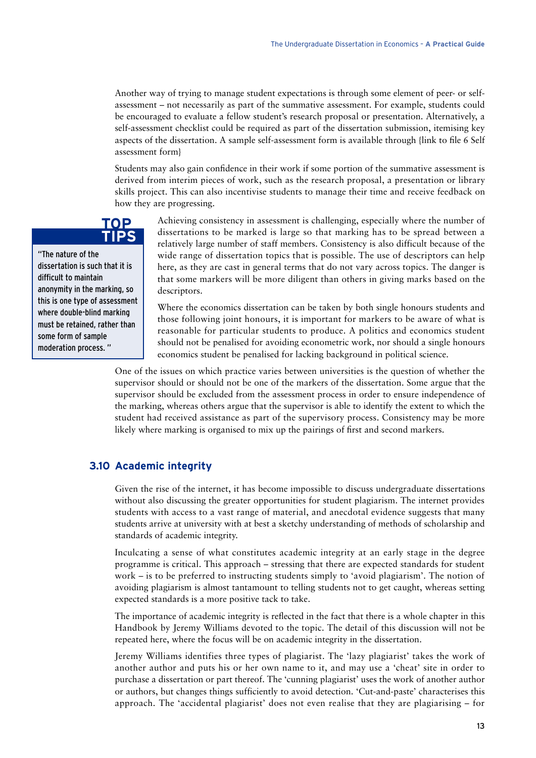Another way of trying to manage student expectations is through some element of peer- or self-assessment – not necessarily as part of the summative assessment. For example, students could be encouraged to evaluate a fellow student's research proposal or presentation. Alternatively, a self-assessment checklist could be required as part of the dissertation submission, itemising key aspects of the dissertation. A sample self-assessment form is available through {link to file 6 Self assessment form}

Students may also gain confidence in their work if some portion of the summative assessment is derived from interim pieces of work, such as the research proposal, a presentation or library skills project. This can also incentivise students to manage their time and receive feedback on how they are progressing.

> **TOP TIPS**
>
> "The nature of the dissertation is such that it is difficult to maintain anonymity in the marking, so this is one type of assessment where double-blind marking must be retained, rather than some form of sample moderation process. "

Achieving consistency in assessment is challenging, especially where the number of dissertations to be marked is large so that marking has to be spread between a relatively large number of staff members. Consistency is also difficult because of the wide range of dissertation topics that is possible. The use of descriptors can help here, as they are cast in general terms that do not vary across topics. The danger is that some markers will be more diligent than others in giving marks based on the descriptors.

Where the economics dissertation can be taken by both single honours students and those following joint honours, it is important for markers to be aware of what is reasonable for particular students to produce. A politics and economics student should not be penalised for avoiding econometric work, nor should a single honours economics student be penalised for lacking background in political science.

One of the issues on which practice varies between universities is the question of whether the supervisor should or should not be one of the markers of the dissertation. Some argue that the supervisor should be excluded from the assessment process in order to ensure independence of the marking, whereas others argue that the supervisor is able to identify the extent to which the student had received assistance as part of the supervisory process. Consistency may be more likely where marking is organised to mix up the pairings of first and second markers.

## 3.10 Academic integrity

Given the rise of the internet, it has become impossible to discuss undergraduate dissertations without also discussing the greater opportunities for student plagiarism. The internet provides students with access to a vast range of material, and anecdotal evidence suggests that many students arrive at university with at best a sketchy understanding of methods of scholarship and standards of academic integrity.

Inculcating a sense of what constitutes academic integrity at an early stage in the degree programme is critical. This approach – stressing that there are expected standards for student work – is to be preferred to instructing students simply to 'avoid plagiarism'. The notion of avoiding plagiarism is almost tantamount to telling students not to get caught, whereas setting expected standards is a more positive tack to take.

The importance of academic integrity is reflected in the fact that there is a whole chapter in this Handbook by Jeremy Williams devoted to the topic. The detail of this discussion will not be repeated here, where the focus will be on academic integrity in the dissertation.

Jeremy Williams identifies three types of plagiarist. The 'lazy plagiarist' takes the work of another author and puts his or her own name to it, and may use a 'cheat' site in order to purchase a dissertation or part thereof. The 'cunning plagiarist' uses the work of another author or authors, but changes things sufficiently to avoid detection. 'Cut-and-paste' characterises this approach. The 'accidental plagiarist' does not even realise that they are plagiarising – for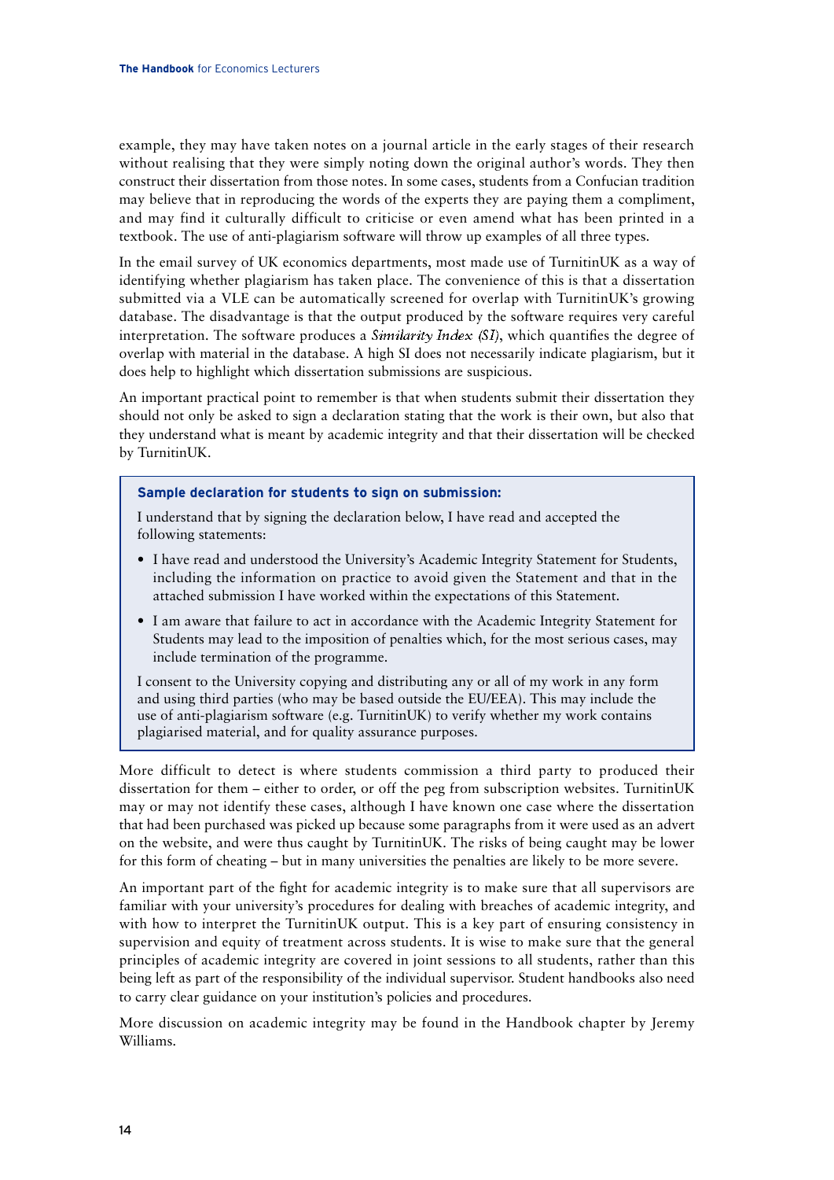example, they may have taken notes on a journal article in the early stages of their research without realising that they were simply noting down the original author's words. They then construct their dissertation from those notes. In some cases, students from a Confucian tradition may believe that in reproducing the words of the experts they are paying them a compliment, and may find it culturally difficult to criticise or even amend what has been printed in a textbook. The use of anti-plagiarism software will throw up examples of all three types.

In the email survey of UK economics departments, most made use of TurnitinUK as a way of identifying whether plagiarism has taken place. The convenience of this is that a dissertation submitted via a VLE can be automatically screened for overlap with TurnitinUK's growing database. The disadvantage is that the output produced by the software requires very careful interpretation. The software produces a *Similarity Index (SI)*, which quantifies the degree of overlap with material in the database. A high SI does not necessarily indicate plagiarism, but it does help to highlight which dissertation submissions are suspicious.

An important practical point to remember is that when students submit their dissertation they should not only be asked to sign a declaration stating that the work is their own, but also that they understand what is meant by academic integrity and that their dissertation will be checked by TurnitinUK.

> **Sample declaration for students to sign on submission:**
>
> I understand that by signing the declaration below, I have read and accepted the following statements:
>
> - I have read and understood the University's Academic Integrity Statement for Students, including the information on practice to avoid given the Statement and that in the attached submission I have worked within the expectations of this Statement.
> - I am aware that failure to act in accordance with the Academic Integrity Statement for Students may lead to the imposition of penalties which, for the most serious cases, may include termination of the programme.
>
> I consent to the University copying and distributing any or all of my work in any form and using third parties (who may be based outside the EU/EEA). This may include the use of anti-plagiarism software (e.g. TurnitinUK) to verify whether my work contains plagiarised material, and for quality assurance purposes.

More difficult to detect is where students commission a third party to produced their dissertation for them – either to order, or off the peg from subscription websites. TurnitinUK may or may not identify these cases, although I have known one case where the dissertation that had been purchased was picked up because some paragraphs from it were used as an advert on the website, and were thus caught by TurnitinUK. The risks of being caught may be lower for this form of cheating – but in many universities the penalties are likely to be more severe.

An important part of the fight for academic integrity is to make sure that all supervisors are familiar with your university's procedures for dealing with breaches of academic integrity, and with how to interpret the TurnitinUK output. This is a key part of ensuring consistency in supervision and equity of treatment across students. It is wise to make sure that the general principles of academic integrity are covered in joint sessions to all students, rather than this being left as part of the responsibility of the individual supervisor. Student handbooks also need to carry clear guidance on your institution's policies and procedures.

More discussion on academic integrity may be found in the Handbook chapter by Jeremy Williams.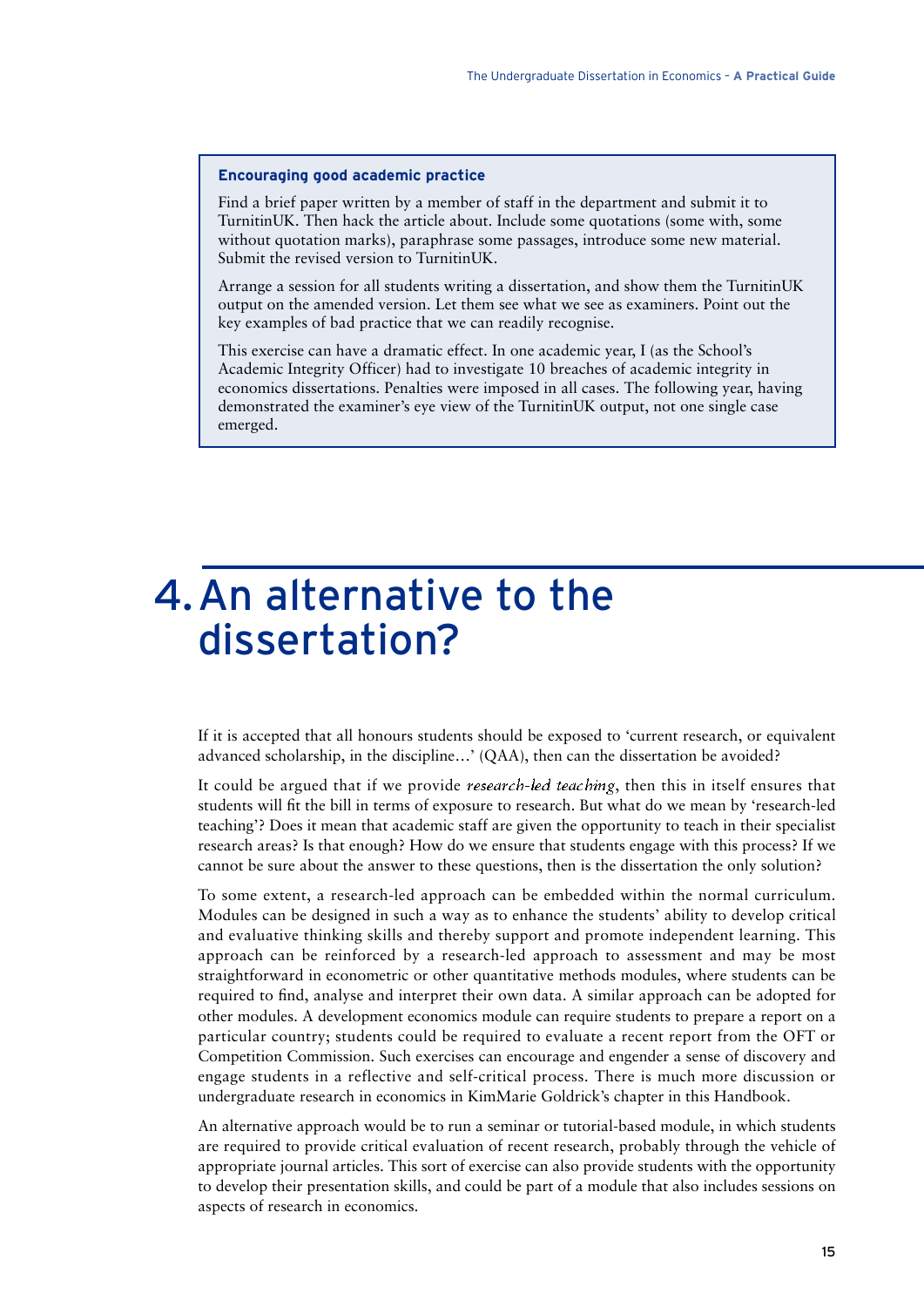**Encouraging good academic practice**

Find a brief paper written by a member of staff in the department and submit it to TurnitinUK. Then hack the article about. Include some quotations (some with, some without quotation marks), paraphrase some passages, introduce some new material. Submit the revised version to TurnitinUK.

Arrange a session for all students writing a dissertation, and show them the TurnitinUK output on the amended version. Let them see what we see as examiners. Point out the key examples of bad practice that we can readily recognise.

This exercise can have a dramatic effect. In one academic year, I (as the School's Academic Integrity Officer) had to investigate 10 breaches of academic integrity in economics dissertations. Penalties were imposed in all cases. The following year, having demonstrated the examiner's eye view of the TurnitinUK output, not one single case emerged.

# 4. An alternative to the dissertation?

If it is accepted that all honours students should be exposed to 'current research, or equivalent advanced scholarship, in the discipline…' (QAA), then can the dissertation be avoided?

It could be argued that if we provide *research-led teaching*, then this in itself ensures that students will fit the bill in terms of exposure to research. But what do we mean by 'research-led teaching'? Does it mean that academic staff are given the opportunity to teach in their specialist research areas? Is that enough? How do we ensure that students engage with this process? If we cannot be sure about the answer to these questions, then is the dissertation the only solution?

To some extent, a research-led approach can be embedded within the normal curriculum. Modules can be designed in such a way as to enhance the students' ability to develop critical and evaluative thinking skills and thereby support and promote independent learning. This approach can be reinforced by a research-led approach to assessment and may be most straightforward in econometric or other quantitative methods modules, where students can be required to find, analyse and interpret their own data. A similar approach can be adopted for other modules. A development economics module can require students to prepare a report on a particular country; students could be required to evaluate a recent report from the OFT or Competition Commission. Such exercises can encourage and engender a sense of discovery and engage students in a reflective and self-critical process. There is much more discussion or undergraduate research in economics in KimMarie Goldrick's chapter in this Handbook.

An alternative approach would be to run a seminar or tutorial-based module, in which students are required to provide critical evaluation of recent research, probably through the vehicle of appropriate journal articles. This sort of exercise can also provide students with the opportunity to develop their presentation skills, and could be part of a module that also includes sessions on aspects of research in economics.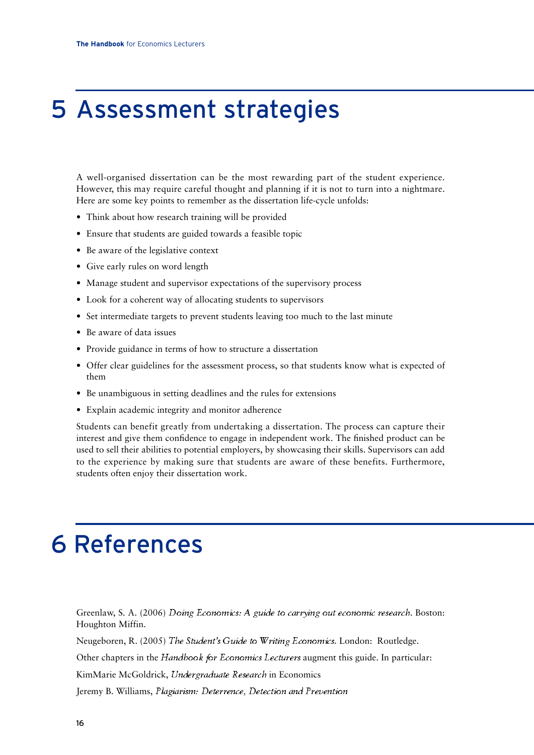# 5 Assessment strategies

A well-organised dissertation can be the most rewarding part of the student experience. However, this may require careful thought and planning if it is not to turn into a nightmare. Here are some key points to remember as the dissertation life-cycle unfolds:

- Think about how research training will be provided
- Ensure that students are guided towards a feasible topic
- Be aware of the legislative context
- Give early rules on word length
- Manage student and supervisor expectations of the supervisory process
- Look for a coherent way of allocating students to supervisors
- Set intermediate targets to prevent students leaving too much to the last minute
- Be aware of data issues
- Provide guidance in terms of how to structure a dissertation
- Offer clear guidelines for the assessment process, so that students know what is expected of them
- Be unambiguous in setting deadlines and the rules for extensions
- Explain academic integrity and monitor adherence

Students can benefit greatly from undertaking a dissertation. The process can capture their interest and give them confidence to engage in independent work. The finished product can be used to sell their abilities to potential employers, by showcasing their skills. Supervisors can add to the experience by making sure that students are aware of these benefits. Furthermore, students often enjoy their dissertation work.

# 6 References

Greenlaw, S. A. (2006) *Doing Economics: A guide to carrying out economic research.* Boston: Houghton Miffin.

Neugeboren, R. (2005) *The Student's Guide to Writing Economics.* London: Routledge.

Other chapters in the *Handbook for Economics Lecturers* augment this guide. In particular:

KimMarie McGoldrick, *Undergraduate Research* in Economics

Jeremy B. Williams, *Plagiarism: Deterrence, Detection and Prevention*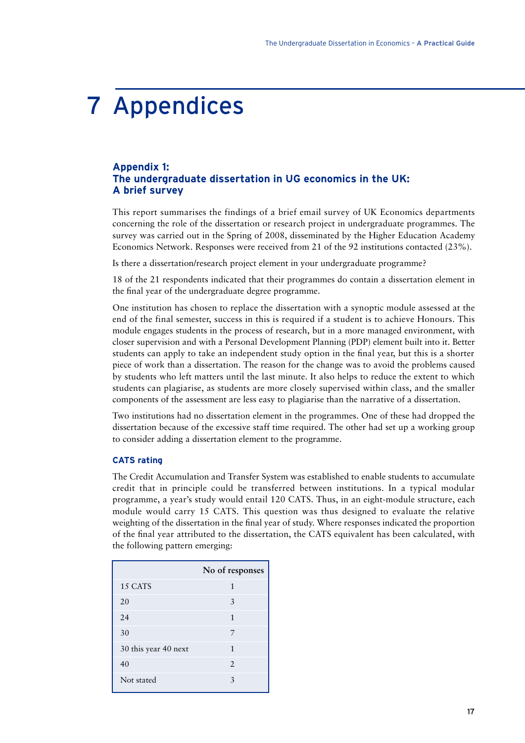# 7 Appendices

### Appendix 1:
### The undergraduate dissertation in UG economics in the UK: A brief survey

This report summarises the findings of a brief email survey of UK Economics departments concerning the role of the dissertation or research project in undergraduate programmes. The survey was carried out in the Spring of 2008, disseminated by the Higher Education Academy Economics Network. Responses were received from 21 of the 92 institutions contacted (23%).

Is there a dissertation/research project element in your undergraduate programme?

18 of the 21 respondents indicated that their programmes do contain a dissertation element in the final year of the undergraduate degree programme.

One institution has chosen to replace the dissertation with a synoptic module assessed at the end of the final semester, success in this is required if a student is to achieve Honours. This module engages students in the process of research, but in a more managed environment, with closer supervision and with a Personal Development Planning (PDP) element built into it. Better students can apply to take an independent study option in the final year, but this is a shorter piece of work than a dissertation. The reason for the change was to avoid the problems caused by students who left matters until the last minute. It also helps to reduce the extent to which students can plagiarise, as students are more closely supervised within class, and the smaller components of the assessment are less easy to plagiarise than the narrative of a dissertation.

Two institutions had no dissertation element in the programmes. One of these had dropped the dissertation because of the excessive staff time required. The other had set up a working group to consider adding a dissertation element to the programme.

#### CATS rating

The Credit Accumulation and Transfer System was established to enable students to accumulate credit that in principle could be transferred between institutions. In a typical modular programme, a year's study would entail 120 CATS. Thus, in an eight-module structure, each module would carry 15 CATS. This question was thus designed to evaluate the relative weighting of the dissertation in the final year of study. Where responses indicated the proportion of the final year attributed to the dissertation, the CATS equivalent has been calculated, with the following pattern emerging:

| | No of responses |
|---|---|
| 15 CATS | 1 |
| 20 | 3 |
| 24 | 1 |
| 30 | 7 |
| 30 this year 40 next | 1 |
| 40 | 2 |
| Not stated | 3 |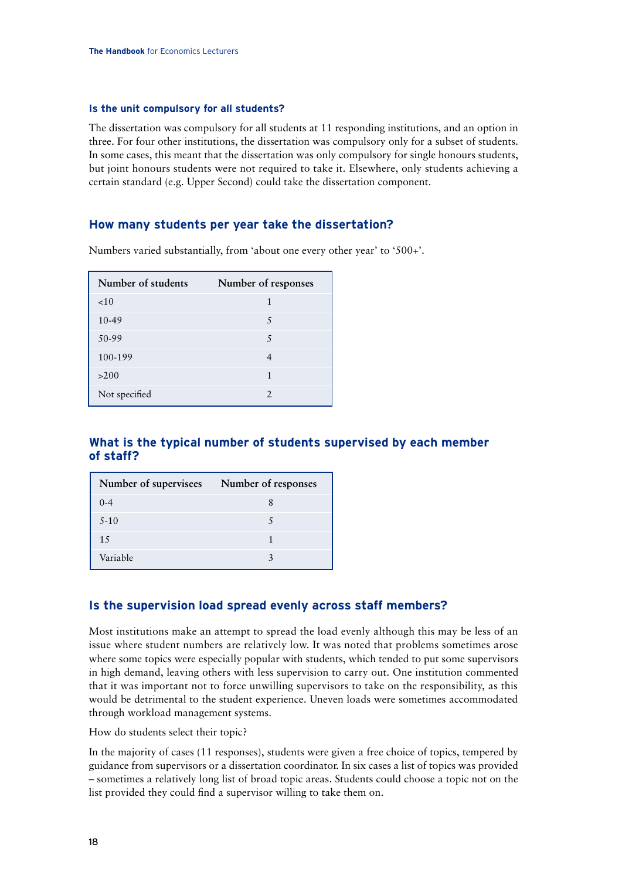### Is the unit compulsory for all students?

The dissertation was compulsory for all students at 11 responding institutions, and an option in three. For four other institutions, the dissertation was compulsory only for a subset of students. In some cases, this meant that the dissertation was only compulsory for single honours students, but joint honours students were not required to take it. Elsewhere, only students achieving a certain standard (e.g. Upper Second) could take the dissertation component.

## How many students per year take the dissertation?

Numbers varied substantially, from 'about one every other year' to '500+'.

| Number of students | Number of responses |
|---|---|
| <10 | 1 |
| 10-49 | 5 |
| 50-99 | 5 |
| 100-199 | 4 |
| >200 | 1 |
| Not specified | 2 |

## What is the typical number of students supervised by each member of staff?

| Number of supervisees | Number of responses |
|---|---|
| 0-4 | 8 |
| 5-10 | 5 |
| 15 | 1 |
| Variable | 3 |

## Is the supervision load spread evenly across staff members?

Most institutions make an attempt to spread the load evenly although this may be less of an issue where student numbers are relatively low. It was noted that problems sometimes arose where some topics were especially popular with students, which tended to put some supervisors in high demand, leaving others with less supervision to carry out. One institution commented that it was important not to force unwilling supervisors to take on the responsibility, as this would be detrimental to the student experience. Uneven loads were sometimes accommodated through workload management systems.

How do students select their topic?

In the majority of cases (11 responses), students were given a free choice of topics, tempered by guidance from supervisors or a dissertation coordinator. In six cases a list of topics was provided – sometimes a relatively long list of broad topic areas. Students could choose a topic not on the list provided they could find a supervisor willing to take them on.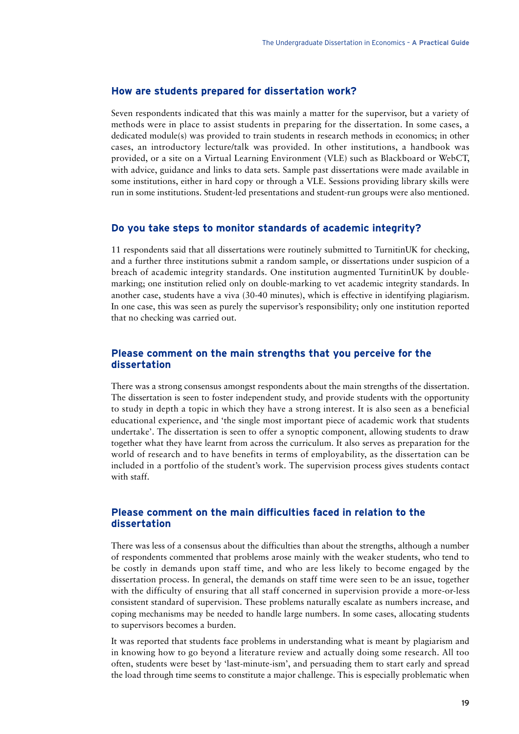## How are students prepared for dissertation work?

Seven respondents indicated that this was mainly a matter for the supervisor, but a variety of methods were in place to assist students in preparing for the dissertation. In some cases, a dedicated module(s) was provided to train students in research methods in economics; in other cases, an introductory lecture/talk was provided. In other institutions, a handbook was provided, or a site on a Virtual Learning Environment (VLE) such as Blackboard or WebCT, with advice, guidance and links to data sets. Sample past dissertations were made available in some institutions, either in hard copy or through a VLE. Sessions providing library skills were run in some institutions. Student-led presentations and student-run groups were also mentioned.

## Do you take steps to monitor standards of academic integrity?

11 respondents said that all dissertations were routinely submitted to TurnitinUK for checking, and a further three institutions submit a random sample, or dissertations under suspicion of a breach of academic integrity standards. One institution augmented TurnitinUK by double-marking; one institution relied only on double-marking to vet academic integrity standards. In another case, students have a viva (30-40 minutes), which is effective in identifying plagiarism. In one case, this was seen as purely the supervisor's responsibility; only one institution reported that no checking was carried out.

## Please comment on the main strengths that you perceive for the dissertation

There was a strong consensus amongst respondents about the main strengths of the dissertation. The dissertation is seen to foster independent study, and provide students with the opportunity to study in depth a topic in which they have a strong interest. It is also seen as a beneficial educational experience, and 'the single most important piece of academic work that students undertake'. The dissertation is seen to offer a synoptic component, allowing students to draw together what they have learnt from across the curriculum. It also serves as preparation for the world of research and to have benefits in terms of employability, as the dissertation can be included in a portfolio of the student's work. The supervision process gives students contact with staff.

## Please comment on the main difficulties faced in relation to the dissertation

There was less of a consensus about the difficulties than about the strengths, although a number of respondents commented that problems arose mainly with the weaker students, who tend to be costly in demands upon staff time, and who are less likely to become engaged by the dissertation process. In general, the demands on staff time were seen to be an issue, together with the difficulty of ensuring that all staff concerned in supervision provide a more-or-less consistent standard of supervision. These problems naturally escalate as numbers increase, and coping mechanisms may be needed to handle large numbers. In some cases, allocating students to supervisors becomes a burden.

It was reported that students face problems in understanding what is meant by plagiarism and in knowing how to go beyond a literature review and actually doing some research. All too often, students were beset by 'last-minute-ism', and persuading them to start early and spread the load through time seems to constitute a major challenge. This is especially problematic when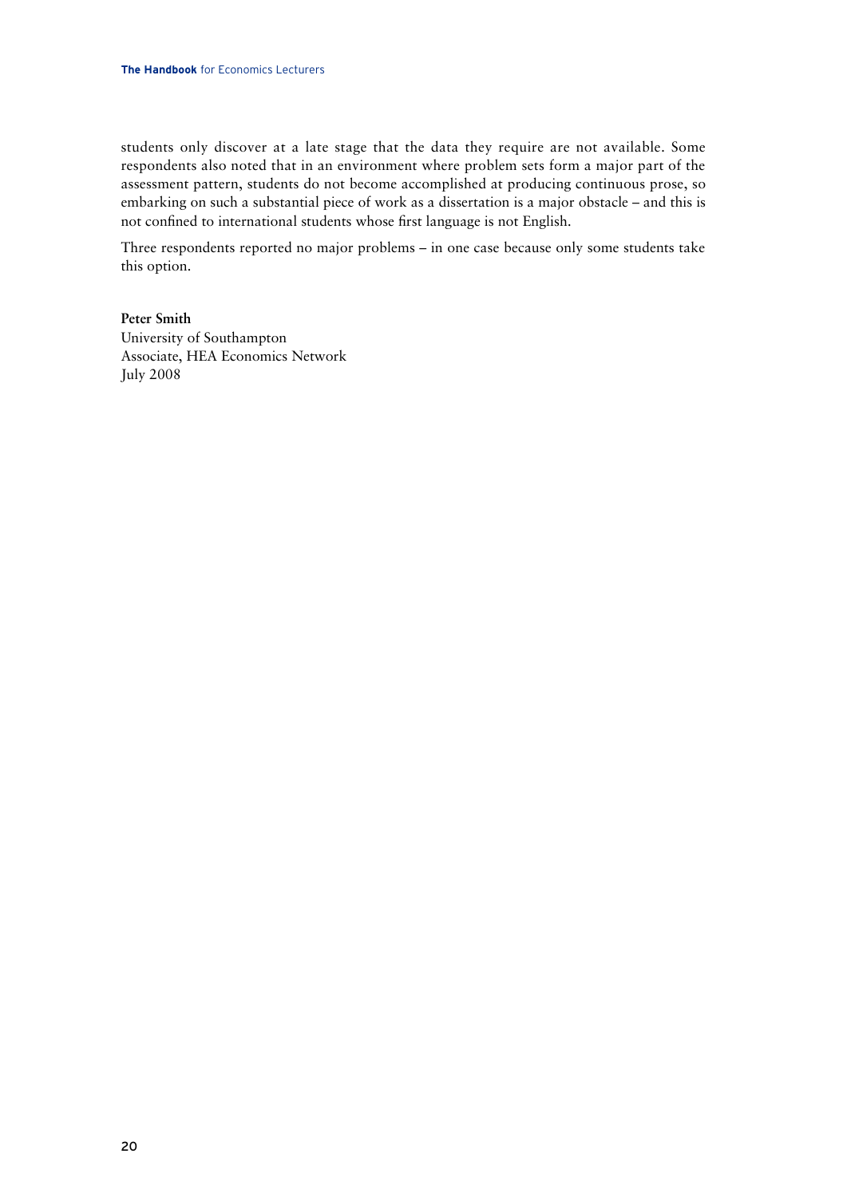students only discover at a late stage that the data they require are not available. Some respondents also noted that in an environment where problem sets form a major part of the assessment pattern, students do not become accomplished at producing continuous prose, so embarking on such a substantial piece of work as a dissertation is a major obstacle – and this is not confined to international students whose first language is not English.

Three respondents reported no major problems – in one case because only some students take this option.

**Peter Smith**
University of Southampton
Associate, HEA Economics Network
July 2008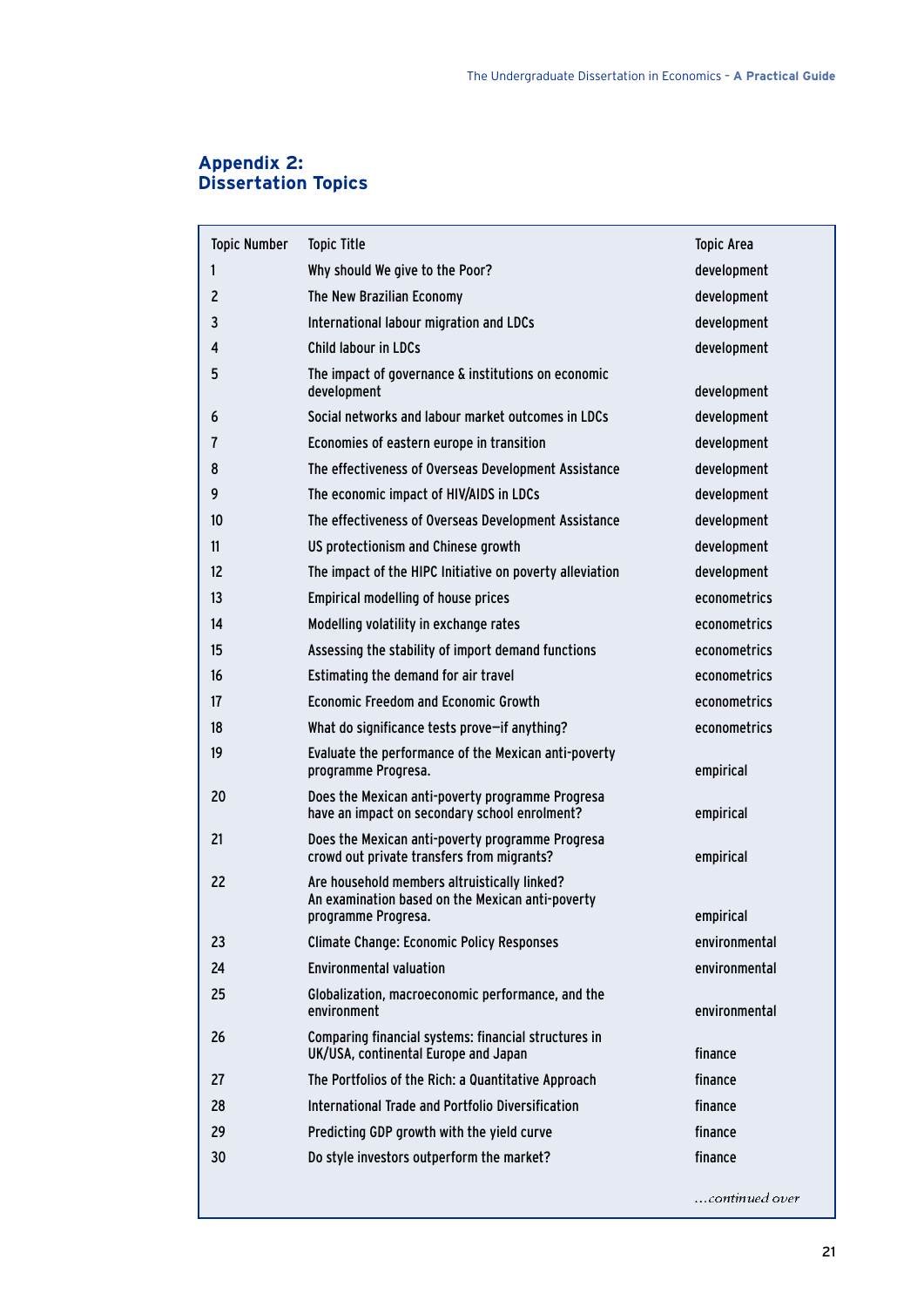## Appendix 2: Dissertation Topics

| Topic Number | Topic Title | Topic Area |
|---|---|---|
| 1 | Why should We give to the Poor? | development |
| 2 | The New Brazilian Economy | development |
| 3 | International labour migration and LDCs | development |
| 4 | Child labour in LDCs | development |
| 5 | The impact of governance & institutions on economic development | development |
| 6 | Social networks and labour market outcomes in LDCs | development |
| 7 | Economies of eastern europe in transition | development |
| 8 | The effectiveness of Overseas Development Assistance | development |
| 9 | The economic impact of HIV/AIDS in LDCs | development |
| 10 | The effectiveness of Overseas Development Assistance | development |
| 11 | US protectionism and Chinese growth | development |
| 12 | The impact of the HIPC Initiative on poverty alleviation | development |
| 13 | Empirical modelling of house prices | econometrics |
| 14 | Modelling volatility in exchange rates | econometrics |
| 15 | Assessing the stability of import demand functions | econometrics |
| 16 | Estimating the demand for air travel | econometrics |
| 17 | Economic Freedom and Economic Growth | econometrics |
| 18 | What do significance tests prove—if anything? | econometrics |
| 19 | Evaluate the performance of the Mexican anti-poverty programme Progresa. | empirical |
| 20 | Does the Mexican anti-poverty programme Progresa have an impact on secondary school enrolment? | empirical |
| 21 | Does the Mexican anti-poverty programme Progresa crowd out private transfers from migrants? | empirical |
| 22 | Are household members altruistically linked? An examination based on the Mexican anti-poverty programme Progresa. | empirical |
| 23 | Climate Change: Economic Policy Responses | environmental |
| 24 | Environmental valuation | environmental |
| 25 | Globalization, macroeconomic performance, and the environment | environmental |
| 26 | Comparing financial systems: financial structures in UK/USA, continental Europe and Japan | finance |
| 27 | The Portfolios of the Rich: a Quantitative Approach | finance |
| 28 | International Trade and Portfolio Diversification | finance |
| 29 | Predicting GDP growth with the yield curve | finance |
| 30 | Do style investors outperform the market? | finance |

*...continued over*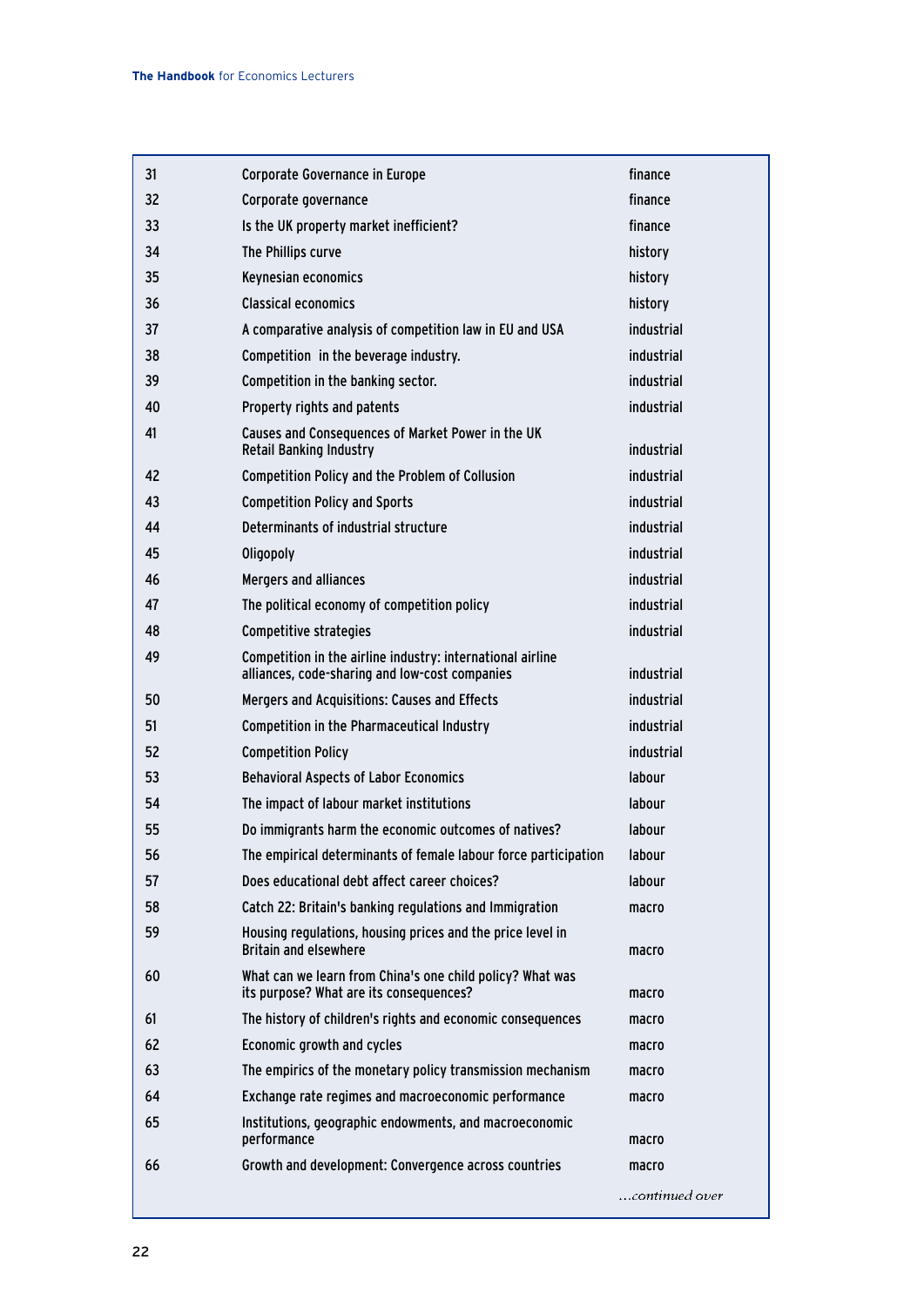| | | |
|---|---|---|
| 31 | Corporate Governance in Europe | finance |
| 32 | Corporate governance | finance |
| 33 | Is the UK property market inefficient? | finance |
| 34 | The Phillips curve | history |
| 35 | Keynesian economics | history |
| 36 | Classical economics | history |
| 37 | A comparative analysis of competition law in EU and USA | industrial |
| 38 | Competition in the beverage industry. | industrial |
| 39 | Competition in the banking sector. | industrial |
| 40 | Property rights and patents | industrial |
| 41 | Causes and Consequences of Market Power in the UK Retail Banking Industry | industrial |
| 42 | Competition Policy and the Problem of Collusion | industrial |
| 43 | Competition Policy and Sports | industrial |
| 44 | Determinants of industrial structure | industrial |
| 45 | Oligopoly | industrial |
| 46 | Mergers and alliances | industrial |
| 47 | The political economy of competition policy | industrial |
| 48 | Competitive strategies | industrial |
| 49 | Competition in the airline industry: international airline alliances, code-sharing and low-cost companies | industrial |
| 50 | Mergers and Acquisitions: Causes and Effects | industrial |
| 51 | Competition in the Pharmaceutical Industry | industrial |
| 52 | Competition Policy | industrial |
| 53 | Behavioral Aspects of Labor Economics | labour |
| 54 | The impact of labour market institutions | labour |
| 55 | Do immigrants harm the economic outcomes of natives? | labour |
| 56 | The empirical determinants of female labour force participation | labour |
| 57 | Does educational debt affect career choices? | labour |
| 58 | Catch 22: Britain's banking regulations and Immigration | macro |
| 59 | Housing regulations, housing prices and the price level in Britain and elsewhere | macro |
| 60 | What can we learn from China's one child policy? What was its purpose? What are its consequences? | macro |
| 61 | The history of children's rights and economic consequences | macro |
| 62 | Economic growth and cycles | macro |
| 63 | The empirics of the monetary policy transmission mechanism | macro |
| 64 | Exchange rate regimes and macroeconomic performance | macro |
| 65 | Institutions, geographic endowments, and macroeconomic performance | macro |
| 66 | Growth and development: Convergence across countries | macro |

*...continued over*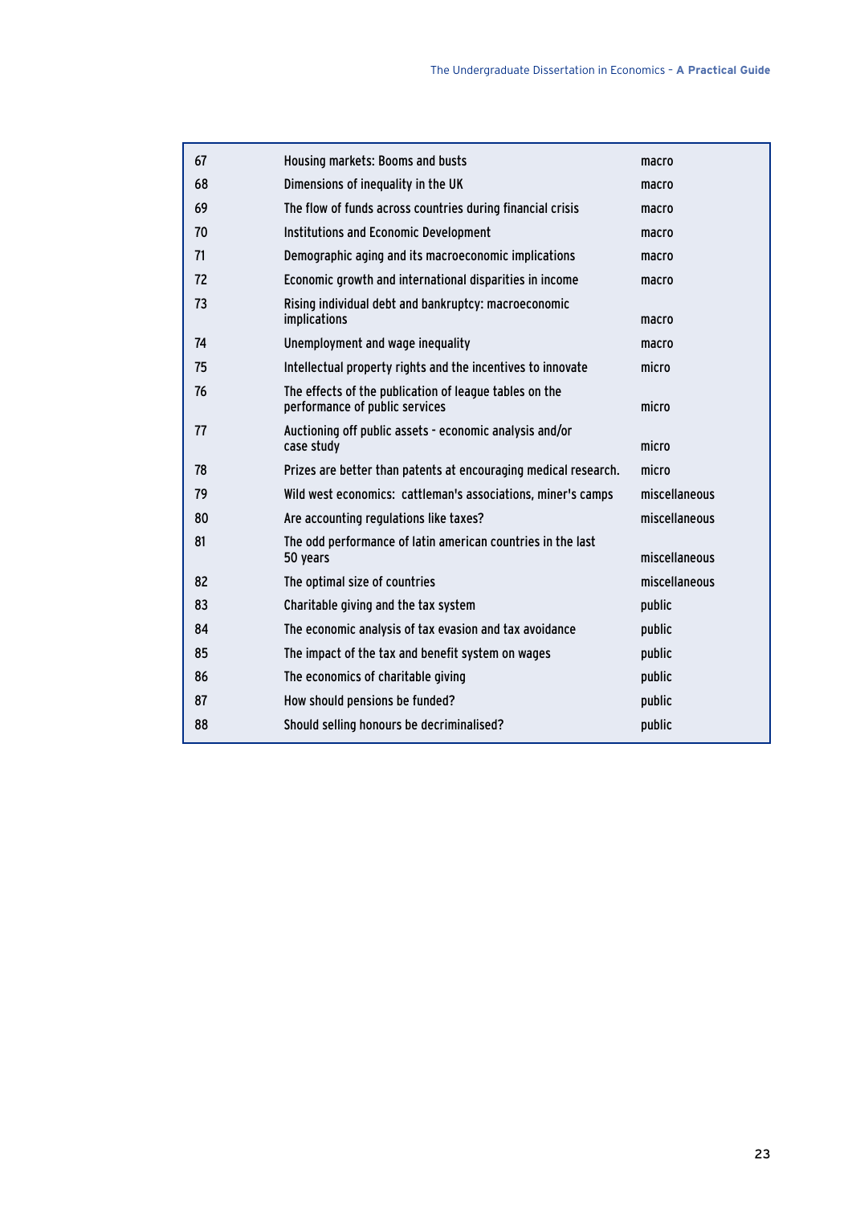| 67 | Housing markets: Booms and busts | macro |
|---|---|---|
| 68 | Dimensions of inequality in the UK | macro |
| 69 | The flow of funds across countries during financial crisis | macro |
| 70 | Institutions and Economic Development | macro |
| 71 | Demographic aging and its macroeconomic implications | macro |
| 72 | Economic growth and international disparities in income | macro |
| 73 | Rising individual debt and bankruptcy: macroeconomic implications | macro |
| 74 | Unemployment and wage inequality | macro |
| 75 | Intellectual property rights and the incentives to innovate | micro |
| 76 | The effects of the publication of league tables on the performance of public services | micro |
| 77 | Auctioning off public assets - economic analysis and/or case study | micro |
| 78 | Prizes are better than patents at encouraging medical research. | micro |
| 79 | Wild west economics: cattleman's associations, miner's camps | miscellaneous |
| 80 | Are accounting regulations like taxes? | miscellaneous |
| 81 | The odd performance of latin american countries in the last 50 years | miscellaneous |
| 82 | The optimal size of countries | miscellaneous |
| 83 | Charitable giving and the tax system | public |
| 84 | The economic analysis of tax evasion and tax avoidance | public |
| 85 | The impact of the tax and benefit system on wages | public |
| 86 | The economics of charitable giving | public |
| 87 | How should pensions be funded? | public |
| 88 | Should selling honours be decriminalised? | public |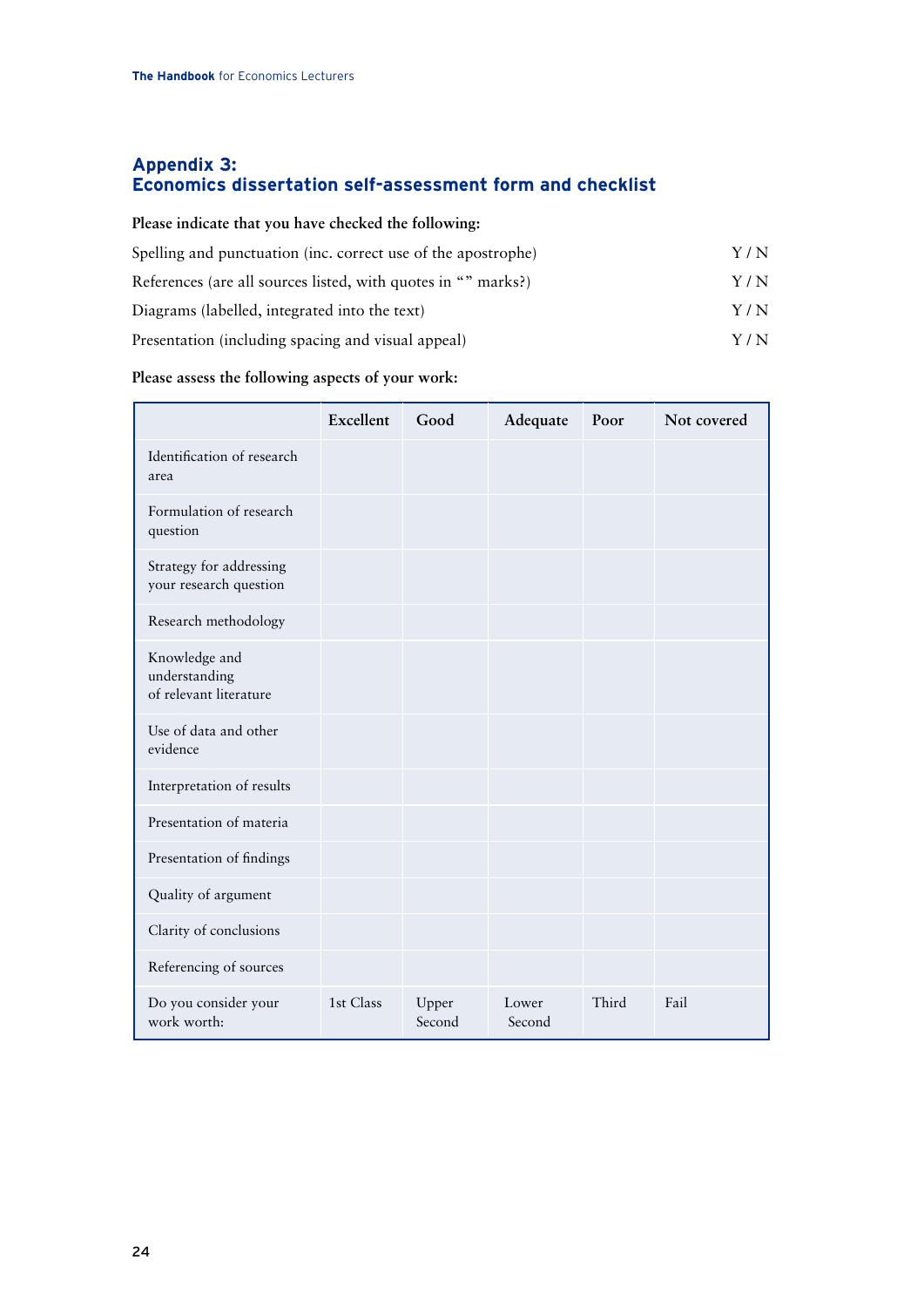## Appendix 3: Economics dissertation self-assessment form and checklist

**Please indicate that you have checked the following:**

| | |
|---|---|
| Spelling and punctuation (inc. correct use of the apostrophe) | Y / N |
| References (are all sources listed, with quotes in “” marks?) | Y / N |
| Diagrams (labelled, integrated into the text) | Y / N |
| Presentation (including spacing and visual appeal) | Y / N |

**Please assess the following aspects of your work:**

| | Excellent | Good | Adequate | Poor | Not covered |
|---|---|---|---|---|---|
| Identification of research area | | | | | |
| Formulation of research question | | | | | |
| Strategy for addressing your research question | | | | | |
| Research methodology | | | | | |
| Knowledge and understanding of relevant literature | | | | | |
| Use of data and other evidence | | | | | |
| Interpretation of results | | | | | |
| Presentation of materia | | | | | |
| Presentation of findings | | | | | |
| Quality of argument | | | | | |
| Clarity of conclusions | | | | | |
| Referencing of sources | | | | | |
| Do you consider your work worth: | 1st Class | Upper Second | Lower Second | Third | Fail |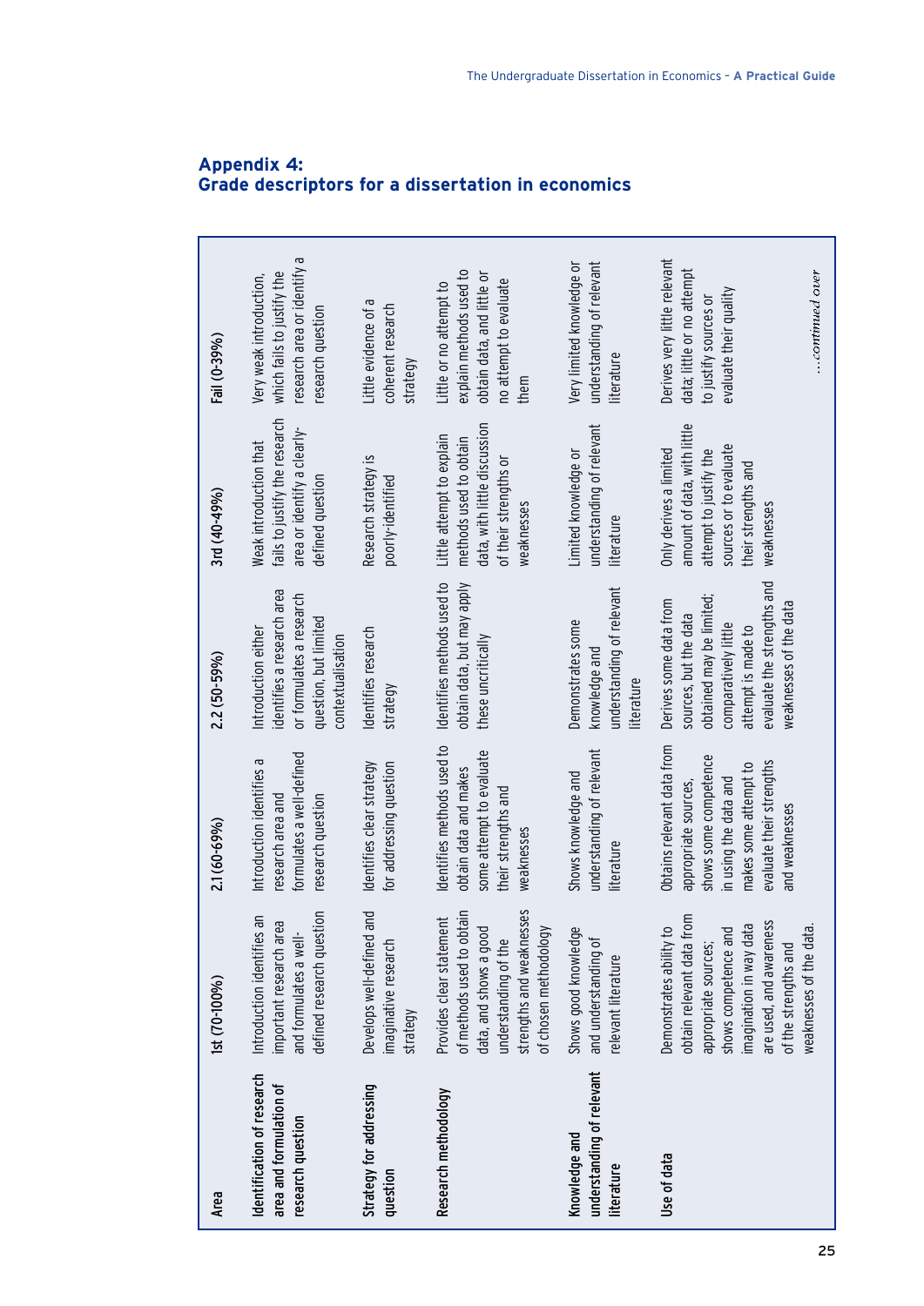## Appendix 4: Grade descriptors for a dissertation in economics

| Area | 1st (70-100%) | 2.1 (60-69%) | 2.2 (50-59%) | 3rd (40-49%) | Fail (0-39%) |
|---|---|---|---|---|---|
| Identification of research area and formulation of research question | Introduction identifies an important research area and formulates a well-defined research question | Introduction identifies a research area and formulates a well-defined research question | Introduction either identifies a research area or formulates a research question, but limited contextualisation | Weak introduction that fails to justify the research area or identify a clearly-defined question | Very weak introduction, which fails to justify the research area or identify a research question |
| Strategy for addressing question | Develops well-defined and imaginative research strategy | Identifies clear strategy for addressing question | Identifies research strategy | Research strategy is poorly-identified | Little evidence of a coherent research strategy |
| Research methodology | Provides clear statement of methods used to obtain data, and shows a good understanding of the strengths and weaknesses of chosen methodology | Identifies methods used to obtain data and makes some attempt to evaluate their strengths and weaknesses | Identifies methods used to obtain data, but may apply these uncritically | Little attempt to explain methods used to obtain data, with little discussion of their strengths or weaknesses | Little or no attempt to explain methods used to obtain data, and little or no attempt to evaluate them |
| Knowledge and understanding of relevant literature | Shows good knowledge and understanding of relevant literature | Shows knowledge and understanding of relevant literature | Demonstrates some knowledge and understanding of relevant literature | Limited knowledge or understanding of relevant literature | Very limited knowledge or understanding of relevant literature |
| Use of data | Demonstrates ability to obtain relevant data from appropriate sources; shows competence and imagination in way data are used, and awareness of the strengths and weaknesses of the data. | Obtains relevant data from appropriate sources, shows some competence in using the data and makes some attempt to evaluate their strengths and weaknesses | Derives some data from sources, but the data obtained may be limited; comparatively little attempt is made to evaluate the strengths and weaknesses of the data | Only derives a limited amount of data, with little attempt to justify the sources or to evaluate their strengths and weaknesses | Derives very little relevant data; little or no attempt to justify sources or evaluate their quality |

*...continued over*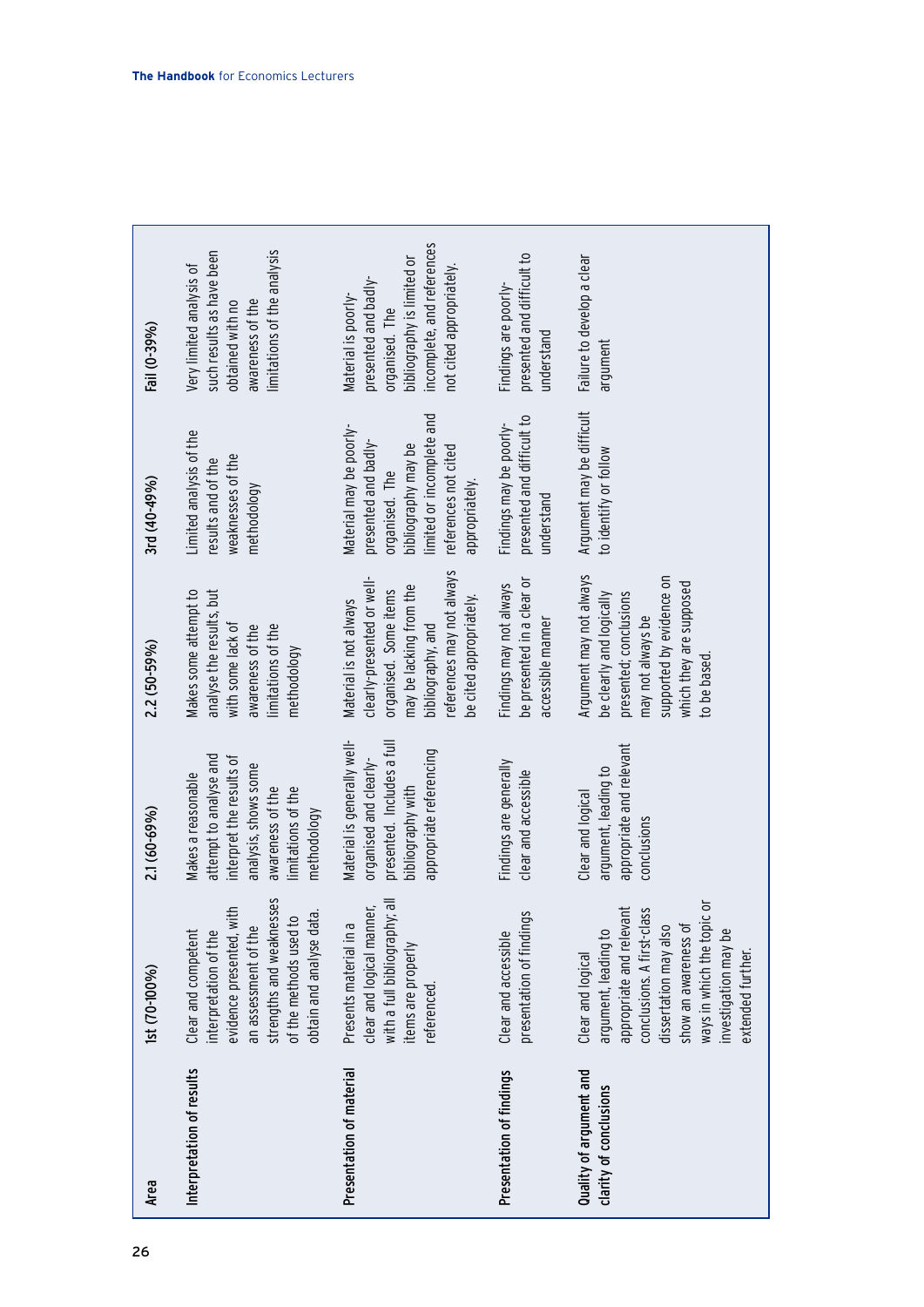| Area | 1st (70-100%) | 2.1 (60-69%) | 2.2 (50-59%) | 3rd (40-49%) | Fail (0-39%) |
|---|---|---|---|---|---|
| Interpretation of results | Clear and competent interpretation of the evidence presented, with an assessment of the strengths and weaknesses of the methods used to obtain and analyse data. | Makes a reasonable attempt to analyse and interpret the results of analysis, shows some awareness of the limitations of the methodology | Makes some attempt to analyse the results, but with some lack of awareness of the limitations of the methodology | Limited analysis of the results and of the weaknesses of the methodology | Very limited analysis of such results as have been obtained with no awareness of the limitations of the analysis |
| Presentation of material | Presents material in a clear and logical manner, with a full bibliography; all items are properly referenced. | Material is generally well-organised and clearly-presented. Includes a full bibliography with appropriate referencing | Material is not always clearly-presented or well-organised. Some items may be lacking from the bibliography, and references may not always be cited appropriately. | Material may be poorly-presented and badly-organised. The bibliography may be limited or incomplete and references not cited appropriately. | Material is poorly-presented and badly-organised. The bibliography is limited or incomplete, and references not cited appropriately. |
| Presentation of findings | Clear and accessible presentation of findings | Findings are generally clear and accessible | Findings may not always be presented in a clear or accessible manner | Findings may be poorly-presented and difficult to understand | Findings are poorly-presented and difficult to understand |
| Quality of argument and clarity of conclusions | Clear and logical argument, leading to appropriate and relevant conclusions. A first-class dissertation may also show an awareness of ways in which the topic or investigation may be extended further. | Clear and logical argument, leading to appropriate and relevant conclusions | Argument may not always be clearly and logically presented; conclusions may not always be supported by evidence on which they are supposed to be based. | Argument may be difficult to identify or follow | Failure to develop a clear argument |